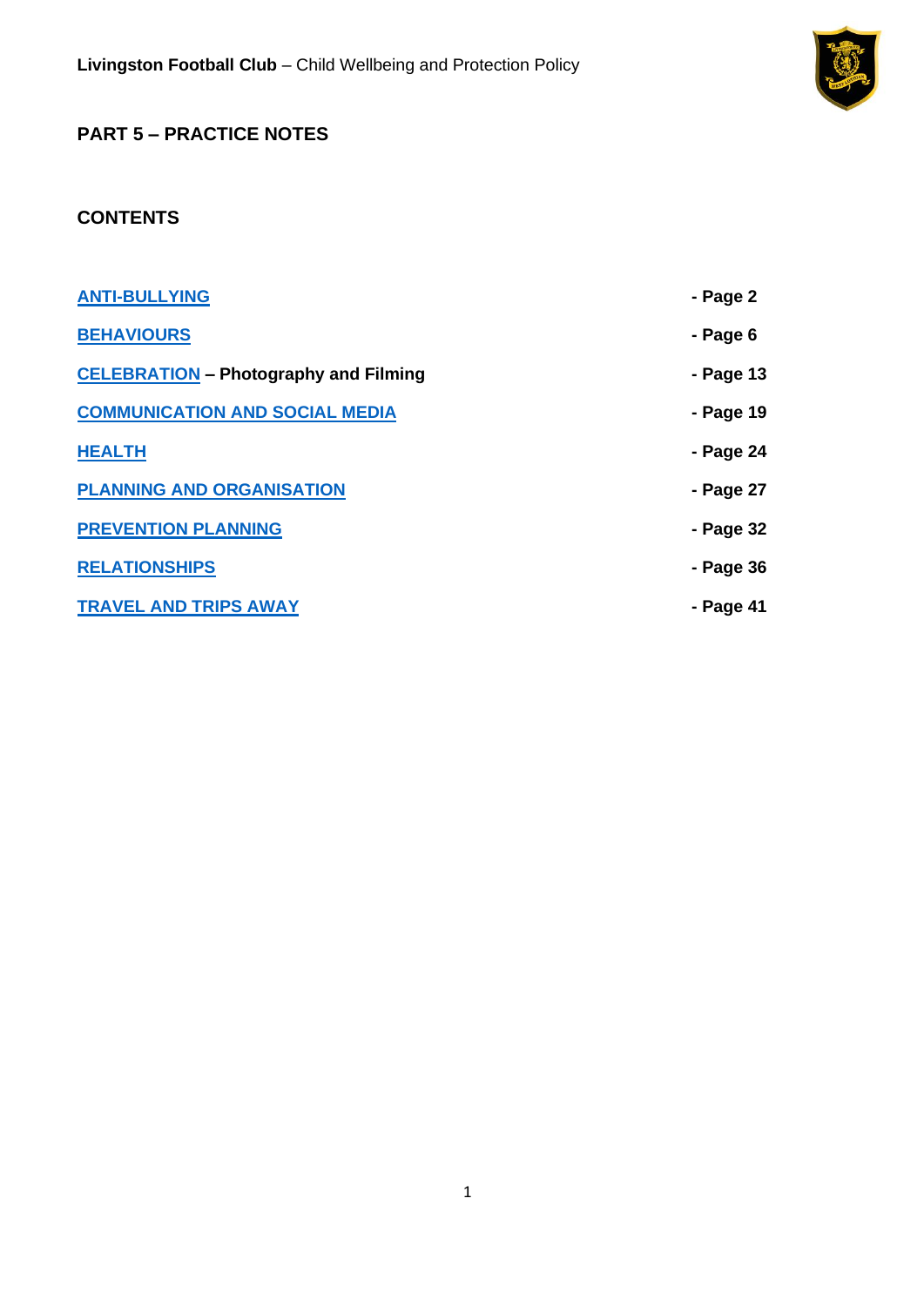## PART 5 – PRACTICE NOTES

### CONTENTS

| | |
|---|---|
| **ANTI-BULLYING** | **- Page 2** |
| **BEHAVIOURS** | **- Page 6** |
| **CELEBRATION – Photography and Filming** | **- Page 13** |
| **COMMUNICATION AND SOCIAL MEDIA** | **- Page 19** |
| **HEALTH** | **- Page 24** |
| **PLANNING AND ORGANISATION** | **- Page 27** |
| **PREVENTION PLANNING** | **- Page 32** |
| **RELATIONSHIPS** | **- Page 36** |
| **TRAVEL AND TRIPS AWAY** | **- Page 41** |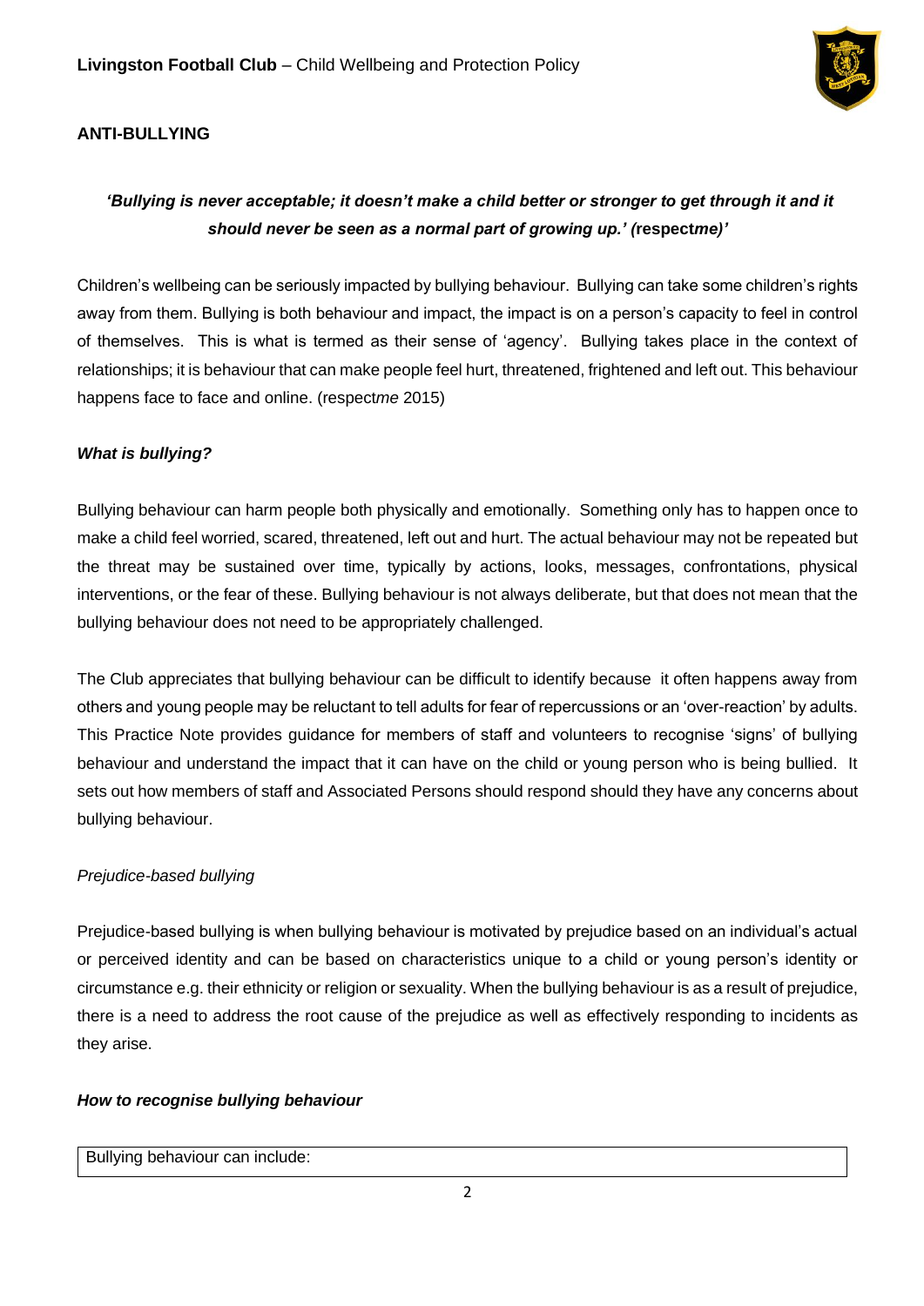## ANTI-BULLYING

***'Bullying is never acceptable; it doesn't make a child better or stronger to get through it and it should never be seen as a normal part of growing up.' (*respect*me)'***

Children's wellbeing can be seriously impacted by bullying behaviour. Bullying can take some children's rights away from them. Bullying is both behaviour and impact, the impact is on a person's capacity to feel in control of themselves. This is what is termed as their sense of 'agency'. Bullying takes place in the context of relationships; it is behaviour that can make people feel hurt, threatened, frightened and left out. This behaviour happens face to face and online. (respect*me* 2015)

***What is bullying?***

Bullying behaviour can harm people both physically and emotionally. Something only has to happen once to make a child feel worried, scared, threatened, left out and hurt. The actual behaviour may not be repeated but the threat may be sustained over time, typically by actions, looks, messages, confrontations, physical interventions, or the fear of these. Bullying behaviour is not always deliberate, but that does not mean that the bullying behaviour does not need to be appropriately challenged.

The Club appreciates that bullying behaviour can be difficult to identify because it often happens away from others and young people may be reluctant to tell adults for fear of repercussions or an 'over-reaction' by adults. This Practice Note provides guidance for members of staff and volunteers to recognise 'signs' of bullying behaviour and understand the impact that it can have on the child or young person who is being bullied. It sets out how members of staff and Associated Persons should respond should they have any concerns about bullying behaviour.

*Prejudice-based bullying*

Prejudice-based bullying is when bullying behaviour is motivated by prejudice based on an individual's actual or perceived identity and can be based on characteristics unique to a child or young person's identity or circumstance e.g. their ethnicity or religion or sexuality. When the bullying behaviour is as a result of prejudice, there is a need to address the root cause of the prejudice as well as effectively responding to incidents as they arise.

***How to recognise bullying behaviour***

| Bullying behaviour can include: |
| --- |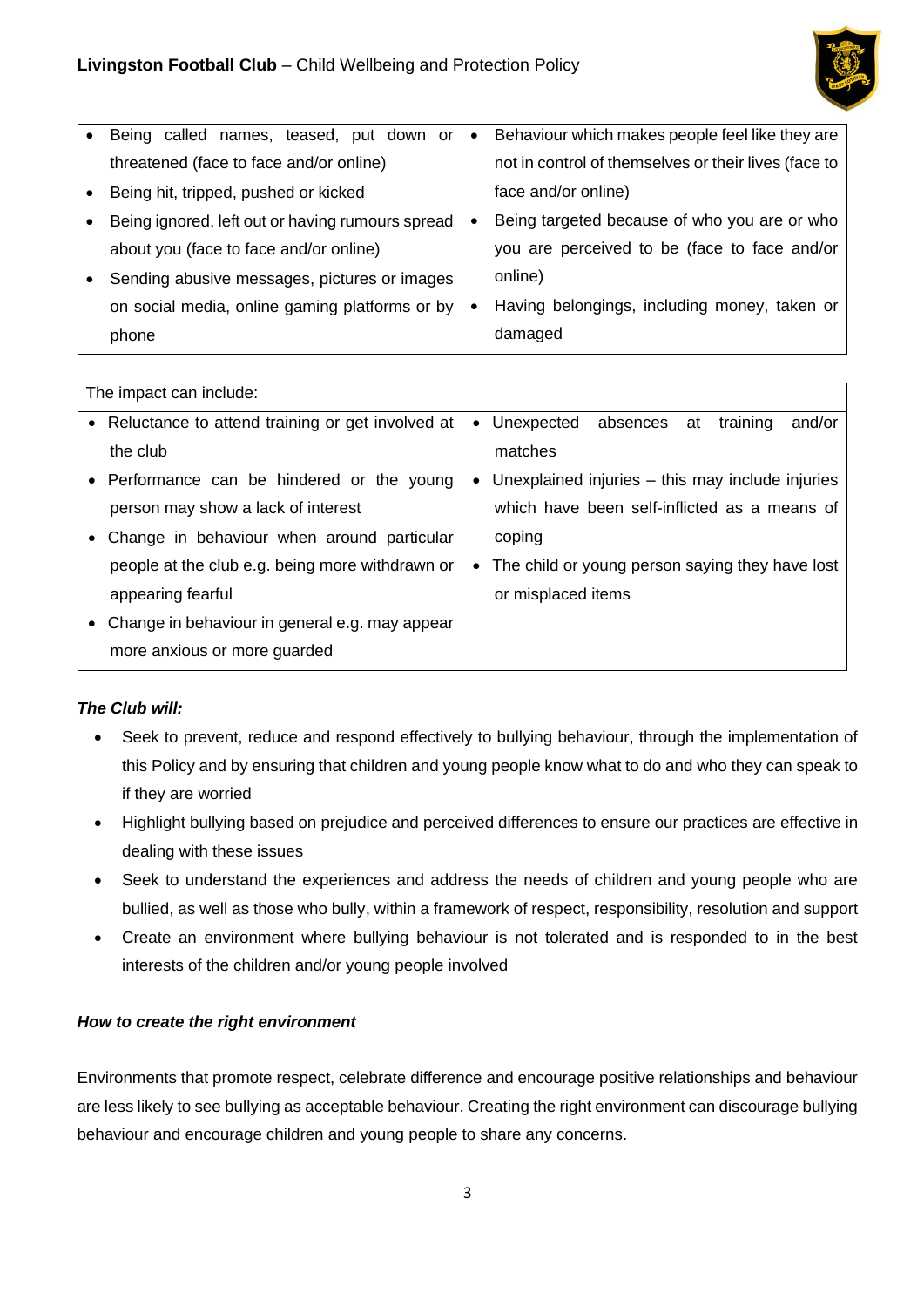| | |
|---|---|
| • Being called names, teased, put down or threatened (face to face and/or online)<br>• Being hit, tripped, pushed or kicked<br>• Being ignored, left out or having rumours spread about you (face to face and/or online)<br>• Sending abusive messages, pictures or images on social media, online gaming platforms or by phone | • Behaviour which makes people feel like they are not in control of themselves or their lives (face to face and/or online)<br>• Being targeted because of who you are or who you are perceived to be (face to face and/or online)<br>• Having belongings, including money, taken or damaged |

| The impact can include: | |
|---|---|
| • Reluctance to attend training or get involved at the club<br>• Performance can be hindered or the young person may show a lack of interest<br>• Change in behaviour when around particular people at the club e.g. being more withdrawn or appearing fearful<br>• Change in behaviour in general e.g. may appear more anxious or more guarded | • Unexpected absences at training and/or matches<br>• Unexplained injuries – this may include injuries which have been self-inflicted as a means of coping<br>• The child or young person saying they have lost or misplaced items |

***The Club will:***

- Seek to prevent, reduce and respond effectively to bullying behaviour, through the implementation of this Policy and by ensuring that children and young people know what to do and who they can speak to if they are worried
- Highlight bullying based on prejudice and perceived differences to ensure our practices are effective in dealing with these issues
- Seek to understand the experiences and address the needs of children and young people who are bullied, as well as those who bully, within a framework of respect, responsibility, resolution and support
- Create an environment where bullying behaviour is not tolerated and is responded to in the best interests of the children and/or young people involved

***How to create the right environment***

Environments that promote respect, celebrate difference and encourage positive relationships and behaviour are less likely to see bullying as acceptable behaviour. Creating the right environment can discourage bullying behaviour and encourage children and young people to share any concerns.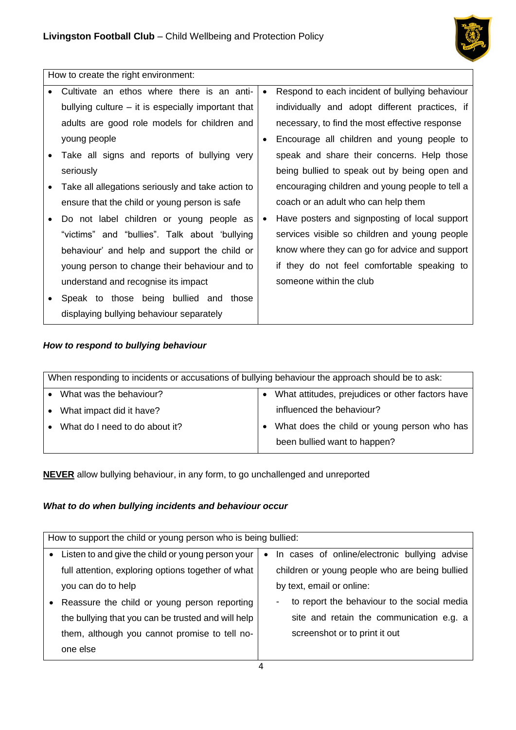| How to create the right environment: | |
| --- | --- |
| • Cultivate an ethos where there is an anti-bullying culture – it is especially important that adults are good role models for children and young people<br>• Take all signs and reports of bullying very seriously<br>• Take all allegations seriously and take action to ensure that the child or young person is safe<br>• Do not label children or young people as "victims" and "bullies". Talk about 'bullying behaviour' and help and support the child or young person to change their behaviour and to understand and recognise its impact<br>• Speak to those being bullied and those displaying bullying behaviour separately | • Respond to each incident of bullying behaviour individually and adopt different practices, if necessary, to find the most effective response<br>• Encourage all children and young people to speak and share their concerns. Help those being bullied to speak out by being open and encouraging children and young people to tell a coach or an adult who can help them<br>• Have posters and signposting of local support services visible so children and young people know where they can go for advice and support if they do not feel comfortable speaking to someone within the club |

***How to respond to bullying behaviour***

| When responding to incidents or accusations of bullying behaviour the approach should be to ask: | |
| --- | --- |
| • What was the behaviour?<br>• What impact did it have?<br>• What do I need to do about it? | • What attitudes, prejudices or other factors have influenced the behaviour?<br>• What does the child or young person who has been bullied want to happen? |

**<u>NEVER</u>** allow bullying behaviour, in any form, to go unchallenged and unreported

***What to do when bullying incidents and behaviour occur***

| How to support the child or young person who is being bullied: | |
| --- | --- |
| • Listen to and give the child or young person your full attention, exploring options together of what you can do to help<br>• Reassure the child or young person reporting the bullying that you can be trusted and will help them, although you cannot promise to tell no-one else | • In cases of online/electronic bullying advise children or young people who are being bullied by text, email or online:<br>- to report the behaviour to the social media site and retain the communication e.g. a screenshot or to print it out |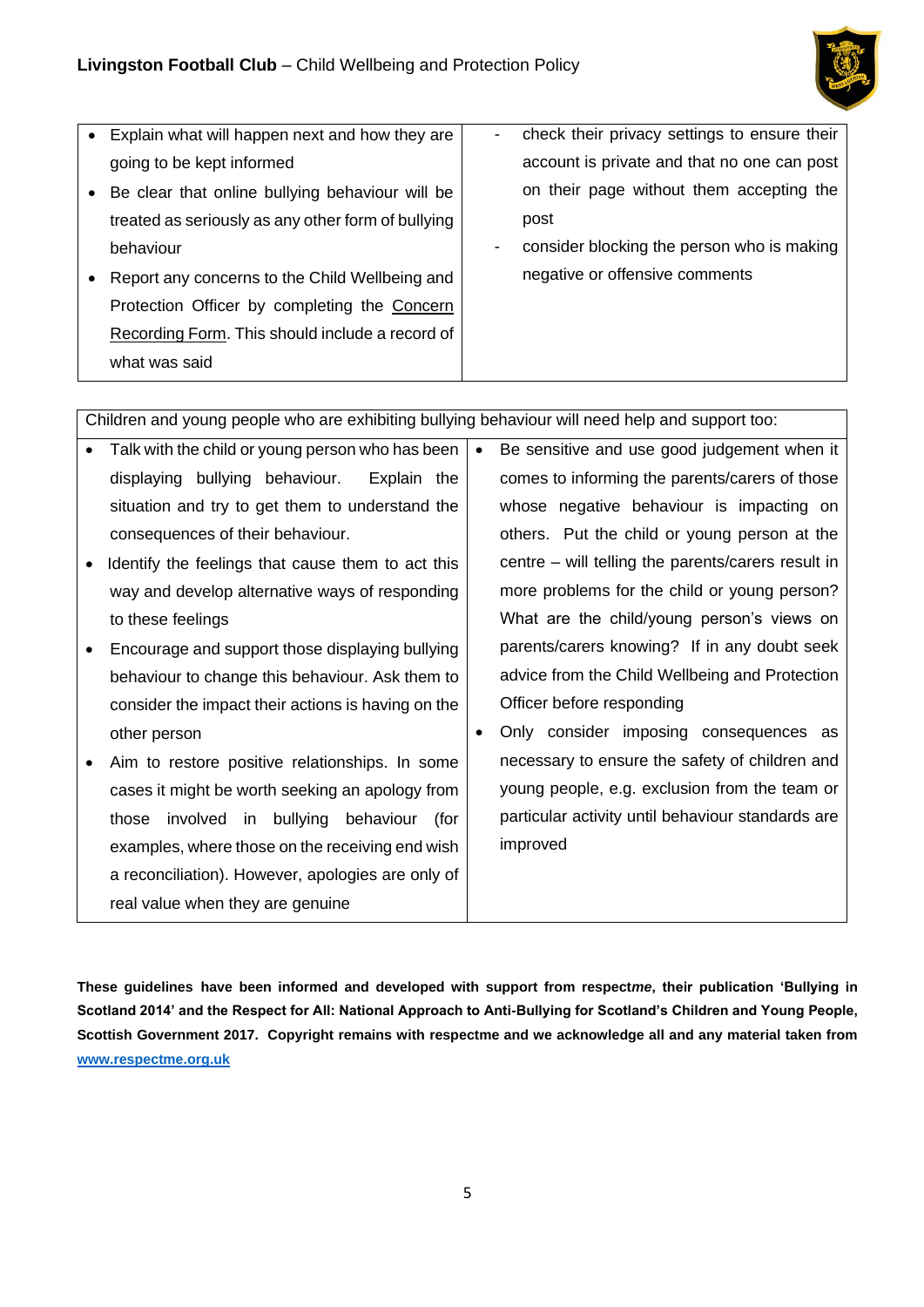| | |
|---|---|
| • Explain what will happen next and how they are going to be kept informed<br>• Be clear that online bullying behaviour will be treated as seriously as any other form of bullying behaviour<br>• Report any concerns to the Child Wellbeing and Protection Officer by completing the Concern Recording Form. This should include a record of what was said | - check their privacy settings to ensure their account is private and that no one can post on their page without them accepting the post<br>- consider blocking the person who is making negative or offensive comments |

| Children and young people who are exhibiting bullying behaviour will need help and support too: | |
|---|---|
| • Talk with the child or young person who has been displaying bullying behaviour. Explain the situation and try to get them to understand the consequences of their behaviour.<br>• Identify the feelings that cause them to act this way and develop alternative ways of responding to these feelings<br>• Encourage and support those displaying bullying behaviour to change this behaviour. Ask them to consider the impact their actions is having on the other person<br>• Aim to restore positive relationships. In some cases it might be worth seeking an apology from those involved in bullying behaviour (for examples, where those on the receiving end wish a reconciliation). However, apologies are only of real value when they are genuine | • Be sensitive and use good judgement when it comes to informing the parents/carers of those whose negative behaviour is impacting on others. Put the child or young person at the centre – will telling the parents/carers result in more problems for the child or young person? What are the child/young person's views on parents/carers knowing? If in any doubt seek advice from the Child Wellbeing and Protection Officer before responding<br>• Only consider imposing consequences as necessary to ensure the safety of children and young people, e.g. exclusion from the team or particular activity until behaviour standards are improved |

**These guidelines have been informed and developed with support from respect*me*, their publication 'Bullying in Scotland 2014' and the Respect for All: National Approach to Anti-Bullying for Scotland's Children and Young People, Scottish Government 2017. Copyright remains with respectme and we acknowledge all and any material taken from www.respectme.org.uk**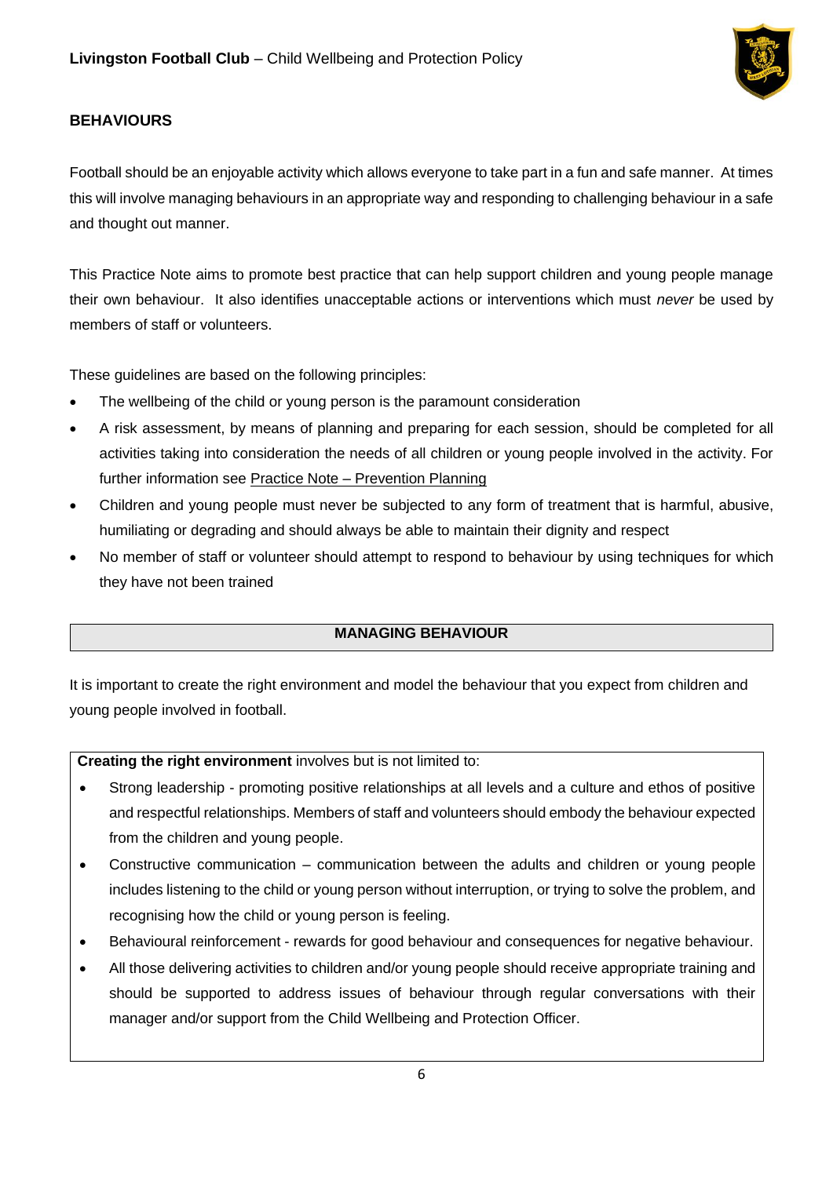## BEHAVIOURS

Football should be an enjoyable activity which allows everyone to take part in a fun and safe manner. At times this will involve managing behaviours in an appropriate way and responding to challenging behaviour in a safe and thought out manner.

This Practice Note aims to promote best practice that can help support children and young people manage their own behaviour. It also identifies unacceptable actions or interventions which must *never* be used by members of staff or volunteers.

These guidelines are based on the following principles:

- The wellbeing of the child or young person is the paramount consideration
- A risk assessment, by means of planning and preparing for each session, should be completed for all activities taking into consideration the needs of all children or young people involved in the activity. For further information see Practice Note – Prevention Planning
- Children and young people must never be subjected to any form of treatment that is harmful, abusive, humiliating or degrading and should always be able to maintain their dignity and respect
- No member of staff or volunteer should attempt to respond to behaviour by using techniques for which they have not been trained

### MANAGING BEHAVIOUR

It is important to create the right environment and model the behaviour that you expect from children and young people involved in football.

**Creating the right environment** involves but is not limited to:

- Strong leadership - promoting positive relationships at all levels and a culture and ethos of positive and respectful relationships. Members of staff and volunteers should embody the behaviour expected from the children and young people.
- Constructive communication – communication between the adults and children or young people includes listening to the child or young person without interruption, or trying to solve the problem, and recognising how the child or young person is feeling.
- Behavioural reinforcement - rewards for good behaviour and consequences for negative behaviour.
- All those delivering activities to children and/or young people should receive appropriate training and should be supported to address issues of behaviour through regular conversations with their manager and/or support from the Child Wellbeing and Protection Officer.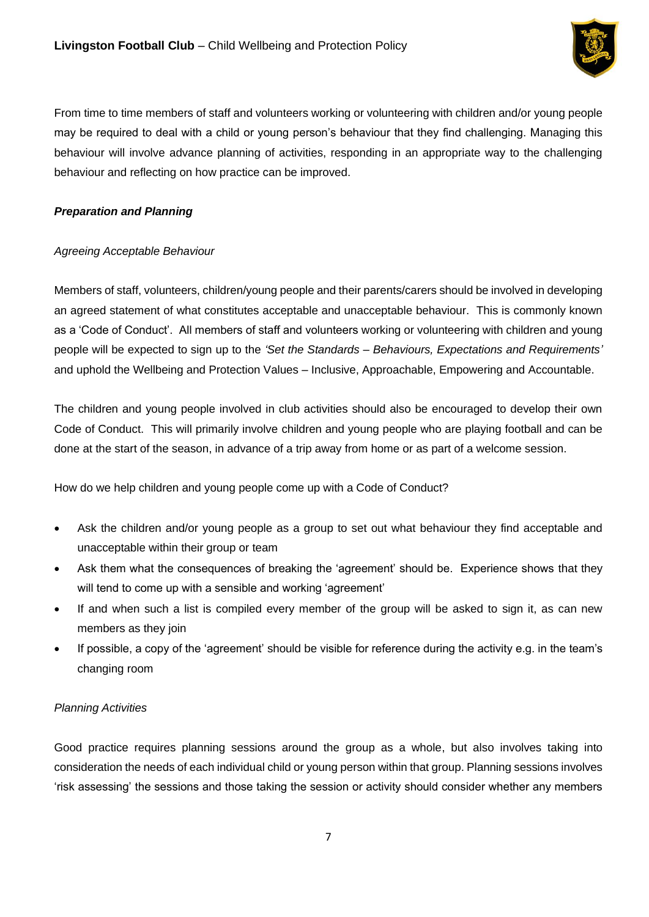From time to time members of staff and volunteers working or volunteering with children and/or young people may be required to deal with a child or young person's behaviour that they find challenging. Managing this behaviour will involve advance planning of activities, responding in an appropriate way to the challenging behaviour and reflecting on how practice can be improved.

***Preparation and Planning***

*Agreeing Acceptable Behaviour*

Members of staff, volunteers, children/young people and their parents/carers should be involved in developing an agreed statement of what constitutes acceptable and unacceptable behaviour. This is commonly known as a 'Code of Conduct'. All members of staff and volunteers working or volunteering with children and young people will be expected to sign up to the *'Set the Standards – Behaviours, Expectations and Requirements'* and uphold the Wellbeing and Protection Values – Inclusive, Approachable, Empowering and Accountable.

The children and young people involved in club activities should also be encouraged to develop their own Code of Conduct. This will primarily involve children and young people who are playing football and can be done at the start of the season, in advance of a trip away from home or as part of a welcome session.

How do we help children and young people come up with a Code of Conduct?

- Ask the children and/or young people as a group to set out what behaviour they find acceptable and unacceptable within their group or team
- Ask them what the consequences of breaking the 'agreement' should be. Experience shows that they will tend to come up with a sensible and working 'agreement'
- If and when such a list is compiled every member of the group will be asked to sign it, as can new members as they join
- If possible, a copy of the 'agreement' should be visible for reference during the activity e.g. in the team's changing room

*Planning Activities*

Good practice requires planning sessions around the group as a whole, but also involves taking into consideration the needs of each individual child or young person within that group. Planning sessions involves 'risk assessing' the sessions and those taking the session or activity should consider whether any members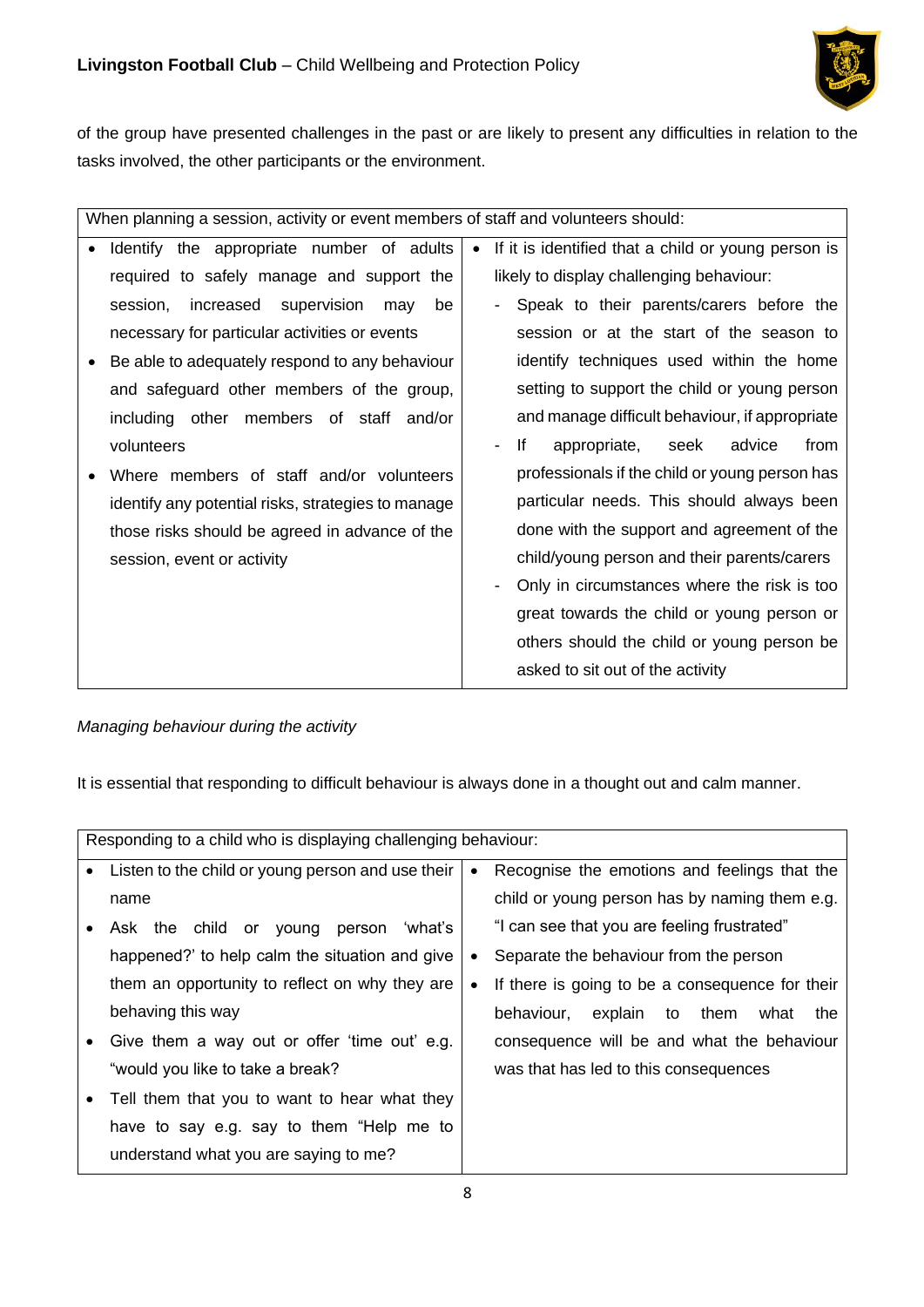of the group have presented challenges in the past or are likely to present any difficulties in relation to the tasks involved, the other participants or the environment.

| When planning a session, activity or event members of staff and volunteers should: | |
|---|---|
| • Identify the appropriate number of adults required to safely manage and support the session, increased supervision may be necessary for particular activities or events<br>• Be able to adequately respond to any behaviour and safeguard other members of the group, including other members of staff and/or volunteers<br>• Where members of staff and/or volunteers identify any potential risks, strategies to manage those risks should be agreed in advance of the session, event or activity | • If it is identified that a child or young person is likely to display challenging behaviour:<br>- Speak to their parents/carers before the session or at the start of the season to identify techniques used within the home setting to support the child or young person and manage difficult behaviour, if appropriate<br>- If appropriate, seek advice from professionals if the child or young person has particular needs. This should always been done with the support and agreement of the child/young person and their parents/carers<br>- Only in circumstances where the risk is too great towards the child or young person or others should the child or young person be asked to sit out of the activity |

*Managing behaviour during the activity*

It is essential that responding to difficult behaviour is always done in a thought out and calm manner.

| Responding to a child who is displaying challenging behaviour: | |
|---|---|
| • Listen to the child or young person and use their name<br>• Ask the child or young person 'what's happened?' to help calm the situation and give them an opportunity to reflect on why they are behaving this way<br>• Give them a way out or offer 'time out' e.g. "would you like to take a break?<br>• Tell them that you to want to hear what they have to say e.g. say to them "Help me to understand what you are saying to me? | • Recognise the emotions and feelings that the child or young person has by naming them e.g. "I can see that you are feeling frustrated"<br>• Separate the behaviour from the person<br>• If there is going to be a consequence for their behaviour, explain to them what the consequence will be and what the behaviour was that has led to this consequences |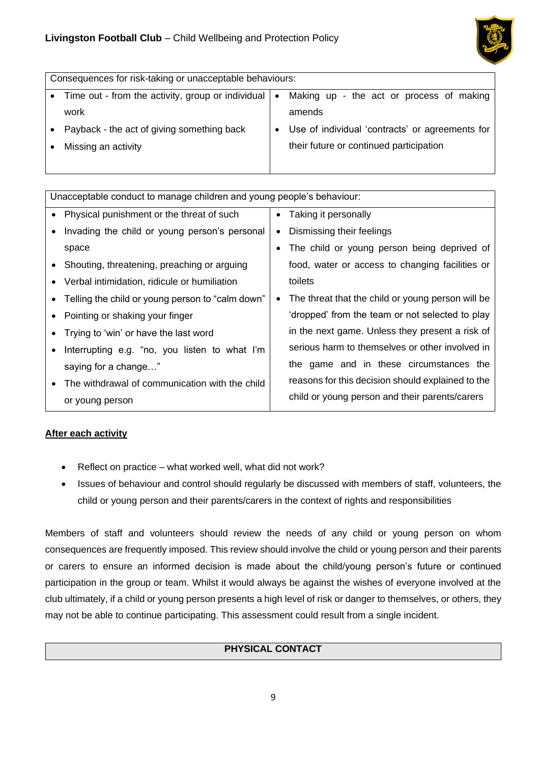| Consequences for risk-taking or unacceptable behaviours: | |
|---|---|
| • Time out - from the activity, group or individual work<br>• Payback - the act of giving something back<br>• Missing an activity | • Making up - the act or process of making amends<br>• Use of individual 'contracts' or agreements for their future or continued participation |

| Unacceptable conduct to manage children and young people's behaviour: | |
|---|---|
| • Physical punishment or the threat of such<br>• Invading the child or young person's personal space<br>• Shouting, threatening, preaching or arguing<br>• Verbal intimidation, ridicule or humiliation<br>• Telling the child or young person to "calm down"<br>• Pointing or shaking your finger<br>• Trying to 'win' or have the last word<br>• Interrupting e.g. "no, you listen to what I'm saying for a change…"<br>• The withdrawal of communication with the child or young person | • Taking it personally<br>• Dismissing their feelings<br>• The child or young person being deprived of food, water or access to changing facilities or toilets<br>• The threat that the child or young person will be 'dropped' from the team or not selected to play in the next game. Unless they present a risk of serious harm to themselves or other involved in the game and in these circumstances the reasons for this decision should explained to the child or young person and their parents/carers |

**After each activity**

- Reflect on practice – what worked well, what did not work?
- Issues of behaviour and control should regularly be discussed with members of staff, volunteers, the child or young person and their parents/carers in the context of rights and responsibilities

Members of staff and volunteers should review the needs of any child or young person on whom consequences are frequently imposed. This review should involve the child or young person and their parents or carers to ensure an informed decision is made about the child/young person's future or continued participation in the group or team. Whilst it would always be against the wishes of everyone involved at the club ultimately, if a child or young person presents a high level of risk or danger to themselves, or others, they may not be able to continue participating. This assessment could result from a single incident.

## PHYSICAL CONTACT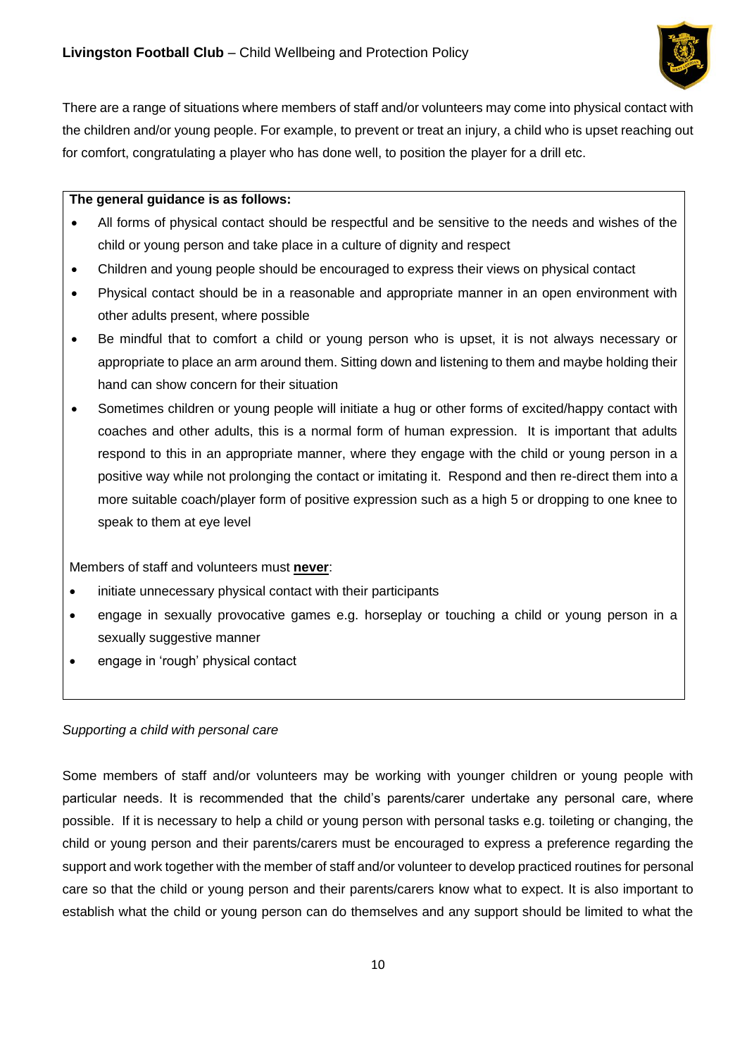There are a range of situations where members of staff and/or volunteers may come into physical contact with the children and/or young people. For example, to prevent or treat an injury, a child who is upset reaching out for comfort, congratulating a player who has done well, to position the player for a drill etc.

**The general guidance is as follows:**

- All forms of physical contact should be respectful and be sensitive to the needs and wishes of the child or young person and take place in a culture of dignity and respect
- Children and young people should be encouraged to express their views on physical contact
- Physical contact should be in a reasonable and appropriate manner in an open environment with other adults present, where possible
- Be mindful that to comfort a child or young person who is upset, it is not always necessary or appropriate to place an arm around them. Sitting down and listening to them and maybe holding their hand can show concern for their situation
- Sometimes children or young people will initiate a hug or other forms of excited/happy contact with coaches and other adults, this is a normal form of human expression. It is important that adults respond to this in an appropriate manner, where they engage with the child or young person in a positive way while not prolonging the contact or imitating it. Respond and then re-direct them into a more suitable coach/player form of positive expression such as a high 5 or dropping to one knee to speak to them at eye level

Members of staff and volunteers must **never**:

- initiate unnecessary physical contact with their participants
- engage in sexually provocative games e.g. horseplay or touching a child or young person in a sexually suggestive manner
- engage in 'rough' physical contact

*Supporting a child with personal care*

Some members of staff and/or volunteers may be working with younger children or young people with particular needs. It is recommended that the child's parents/carer undertake any personal care, where possible. If it is necessary to help a child or young person with personal tasks e.g. toileting or changing, the child or young person and their parents/carers must be encouraged to express a preference regarding the support and work together with the member of staff and/or volunteer to develop practiced routines for personal care so that the child or young person and their parents/carers know what to expect. It is also important to establish what the child or young person can do themselves and any support should be limited to what the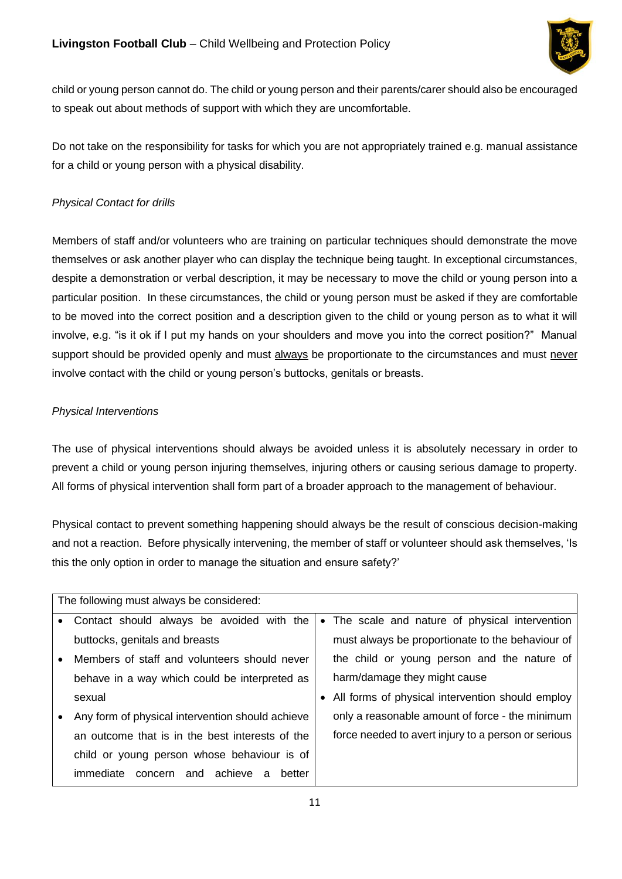child or young person cannot do. The child or young person and their parents/carer should also be encouraged to speak out about methods of support with which they are uncomfortable.

Do not take on the responsibility for tasks for which you are not appropriately trained e.g. manual assistance for a child or young person with a physical disability.

*Physical Contact for drills*

Members of staff and/or volunteers who are training on particular techniques should demonstrate the move themselves or ask another player who can display the technique being taught. In exceptional circumstances, despite a demonstration or verbal description, it may be necessary to move the child or young person into a particular position. In these circumstances, the child or young person must be asked if they are comfortable to be moved into the correct position and a description given to the child or young person as to what it will involve, e.g. "is it ok if I put my hands on your shoulders and move you into the correct position?" Manual support should be provided openly and must <u>always</u> be proportionate to the circumstances and must <u>never</u> involve contact with the child or young person's buttocks, genitals or breasts.

*Physical Interventions*

The use of physical interventions should always be avoided unless it is absolutely necessary in order to prevent a child or young person injuring themselves, injuring others or causing serious damage to property. All forms of physical intervention shall form part of a broader approach to the management of behaviour.

Physical contact to prevent something happening should always be the result of conscious decision-making and not a reaction. Before physically intervening, the member of staff or volunteer should ask themselves, 'Is this the only option in order to manage the situation and ensure safety?'

| The following must always be considered: | |
|---|---|
| • Contact should always be avoided with the buttocks, genitals and breasts<br>• Members of staff and volunteers should never behave in a way which could be interpreted as sexual<br>• Any form of physical intervention should achieve an outcome that is in the best interests of the child or young person whose behaviour is of immediate concern and achieve a better | • The scale and nature of physical intervention must always be proportionate to the behaviour of the child or young person and the nature of harm/damage they might cause<br>• All forms of physical intervention should employ only a reasonable amount of force - the minimum force needed to avert injury to a person or serious |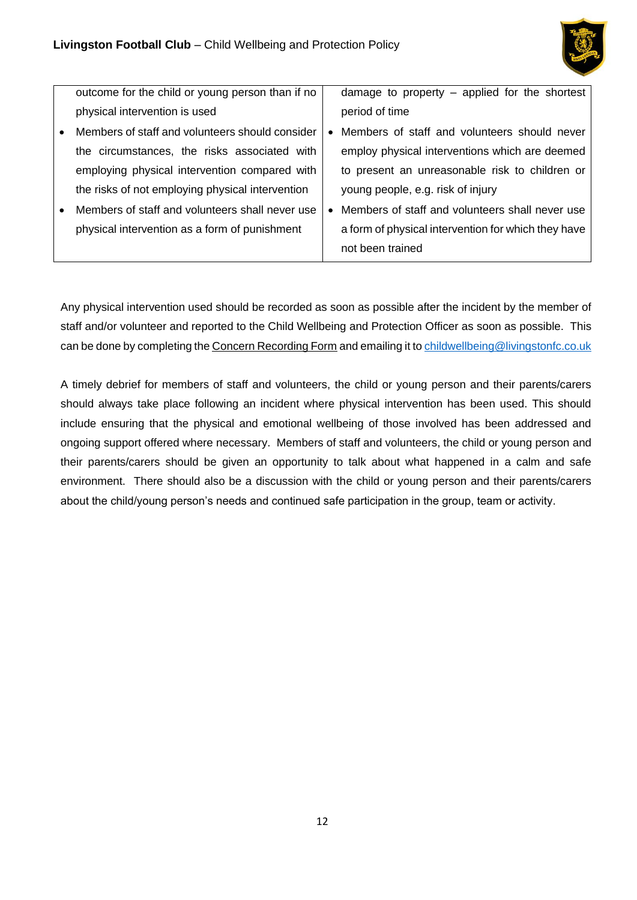| | |
|---|---|
| outcome for the child or young person than if no physical intervention is used<br>• Members of staff and volunteers should consider the circumstances, the risks associated with employing physical intervention compared with the risks of not employing physical intervention<br>• Members of staff and volunteers shall never use physical intervention as a form of punishment | damage to property – applied for the shortest period of time<br>• Members of staff and volunteers should never employ physical interventions which are deemed to present an unreasonable risk to children or young people, e.g. risk of injury<br>• Members of staff and volunteers shall never use a form of physical intervention for which they have not been trained |

Any physical intervention used should be recorded as soon as possible after the incident by the member of staff and/or volunteer and reported to the Child Wellbeing and Protection Officer as soon as possible. This can be done by completing the Concern Recording Form and emailing it to childwellbeing@livingstonfc.co.uk

A timely debrief for members of staff and volunteers, the child or young person and their parents/carers should always take place following an incident where physical intervention has been used. This should include ensuring that the physical and emotional wellbeing of those involved has been addressed and ongoing support offered where necessary. Members of staff and volunteers, the child or young person and their parents/carers should be given an opportunity to talk about what happened in a calm and safe environment. There should also be a discussion with the child or young person and their parents/carers about the child/young person's needs and continued safe participation in the group, team or activity.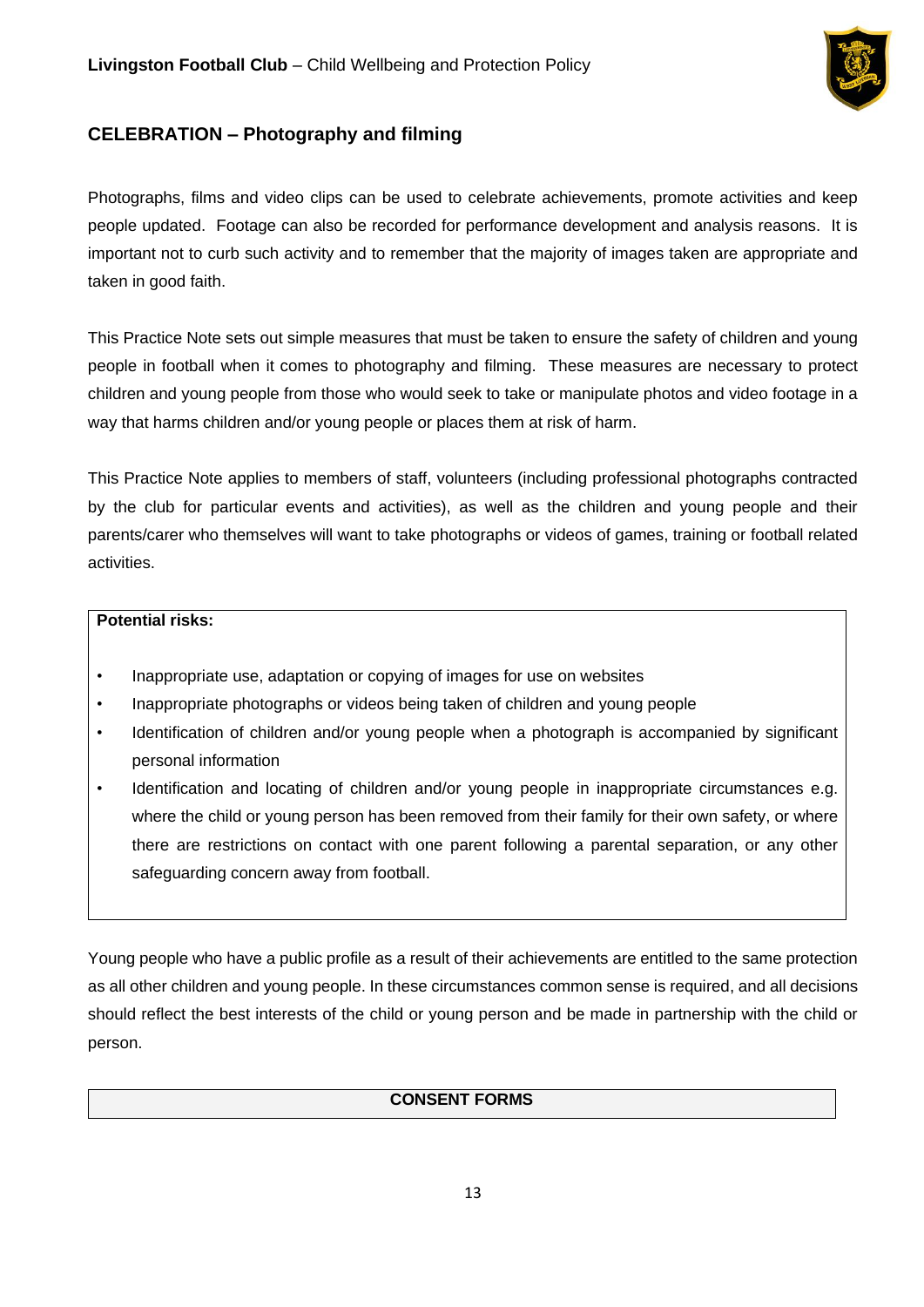## CELEBRATION – Photography and filming

Photographs, films and video clips can be used to celebrate achievements, promote activities and keep people updated. Footage can also be recorded for performance development and analysis reasons. It is important not to curb such activity and to remember that the majority of images taken are appropriate and taken in good faith.

This Practice Note sets out simple measures that must be taken to ensure the safety of children and young people in football when it comes to photography and filming. These measures are necessary to protect children and young people from those who would seek to take or manipulate photos and video footage in a way that harms children and/or young people or places them at risk of harm.

This Practice Note applies to members of staff, volunteers (including professional photographs contracted by the club for particular events and activities), as well as the children and young people and their parents/carer who themselves will want to take photographs or videos of games, training or football related activities.

**Potential risks:**

- Inappropriate use, adaptation or copying of images for use on websites
- Inappropriate photographs or videos being taken of children and young people
- Identification of children and/or young people when a photograph is accompanied by significant personal information
- Identification and locating of children and/or young people in inappropriate circumstances e.g. where the child or young person has been removed from their family for their own safety, or where there are restrictions on contact with one parent following a parental separation, or any other safeguarding concern away from football.

Young people who have a public profile as a result of their achievements are entitled to the same protection as all other children and young people. In these circumstances common sense is required, and all decisions should reflect the best interests of the child or young person and be made in partnership with the child or person.

**CONSENT FORMS**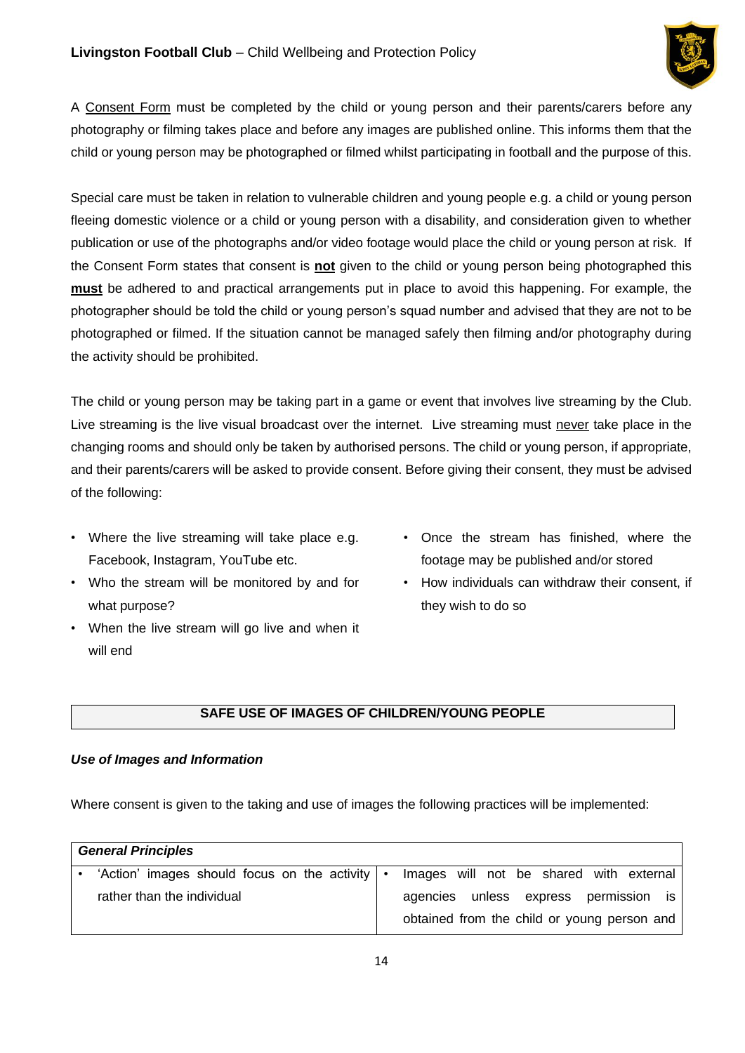A Consent Form must be completed by the child or young person and their parents/carers before any photography or filming takes place and before any images are published online. This informs them that the child or young person may be photographed or filmed whilst participating in football and the purpose of this.

Special care must be taken in relation to vulnerable children and young people e.g. a child or young person fleeing domestic violence or a child or young person with a disability, and consideration given to whether publication or use of the photographs and/or video footage would place the child or young person at risk. If the Consent Form states that consent is **not** given to the child or young person being photographed this **must** be adhered to and practical arrangements put in place to avoid this happening. For example, the photographer should be told the child or young person's squad number and advised that they are not to be photographed or filmed. If the situation cannot be managed safely then filming and/or photography during the activity should be prohibited.

The child or young person may be taking part in a game or event that involves live streaming by the Club. Live streaming is the live visual broadcast over the internet. Live streaming must never take place in the changing rooms and should only be taken by authorised persons. The child or young person, if appropriate, and their parents/carers will be asked to provide consent. Before giving their consent, they must be advised of the following:

- Where the live streaming will take place e.g. Facebook, Instagram, YouTube etc.
- Who the stream will be monitored by and for what purpose?
- When the live stream will go live and when it will end
- Once the stream has finished, where the footage may be published and/or stored
- How individuals can withdraw their consent, if they wish to do so

## SAFE USE OF IMAGES OF CHILDREN/YOUNG PEOPLE

### *Use of Images and Information*

Where consent is given to the taking and use of images the following practices will be implemented:

| *General Principles* | |
|---|---|
| • 'Action' images should focus on the activity rather than the individual | • Images will not be shared with external agencies unless express permission is obtained from the child or young person and |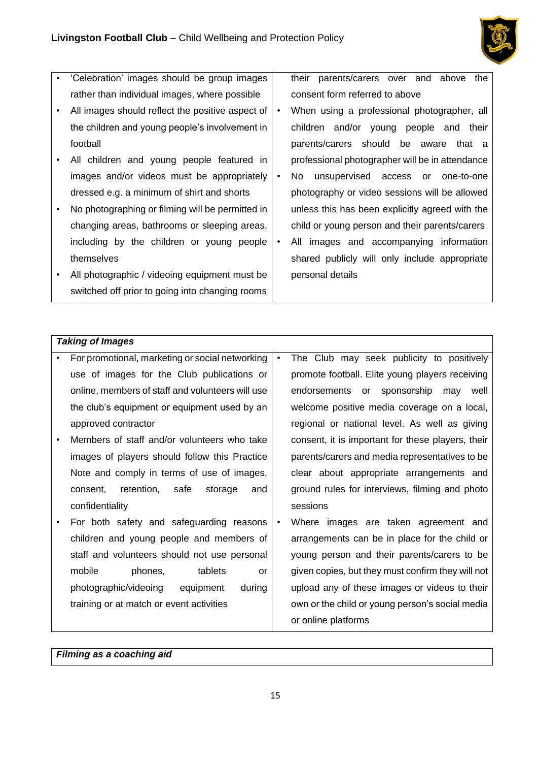- 'Celebration' images should be group images rather than individual images, where possible
- All images should reflect the positive aspect of the children and young people's involvement in football
- All children and young people featured in images and/or videos must be appropriately dressed e.g. a minimum of shirt and shorts
- No photographing or filming will be permitted in changing areas, bathrooms or sleeping areas, including by the children or young people themselves
- All photographic / videoing equipment must be switched off prior to going into changing rooms

their parents/carers over and above the consent form referred to above

- When using a professional photographer, all children and/or young people and their parents/carers should be aware that a professional photographer will be in attendance
- No unsupervised access or one-to-one photography or video sessions will be allowed unless this has been explicitly agreed with the child or young person and their parents/carers
- All images and accompanying information shared publicly will only include appropriate personal details

***Taking of Images***

- For promotional, marketing or social networking use of images for the Club publications or online, members of staff and volunteers will use the club's equipment or equipment used by an approved contractor
- Members of staff and/or volunteers who take images of players should follow this Practice Note and comply in terms of use of images, consent, retention, safe storage and confidentiality
- For both safety and safeguarding reasons children and young people and members of staff and volunteers should not use personal mobile phones, tablets or photographic/videoing equipment during training or at match or event activities
- The Club may seek publicity to positively promote football. Elite young players receiving endorsements or sponsorship may well welcome positive media coverage on a local, regional or national level. As well as giving consent, it is important for these players, their parents/carers and media representatives to be clear about appropriate arrangements and ground rules for interviews, filming and photo sessions
- Where images are taken agreement and arrangements can be in place for the child or young person and their parents/carers to be given copies, but they must confirm they will not upload any of these images or videos to their own or the child or young person's social media or online platforms

***Filming as a coaching aid***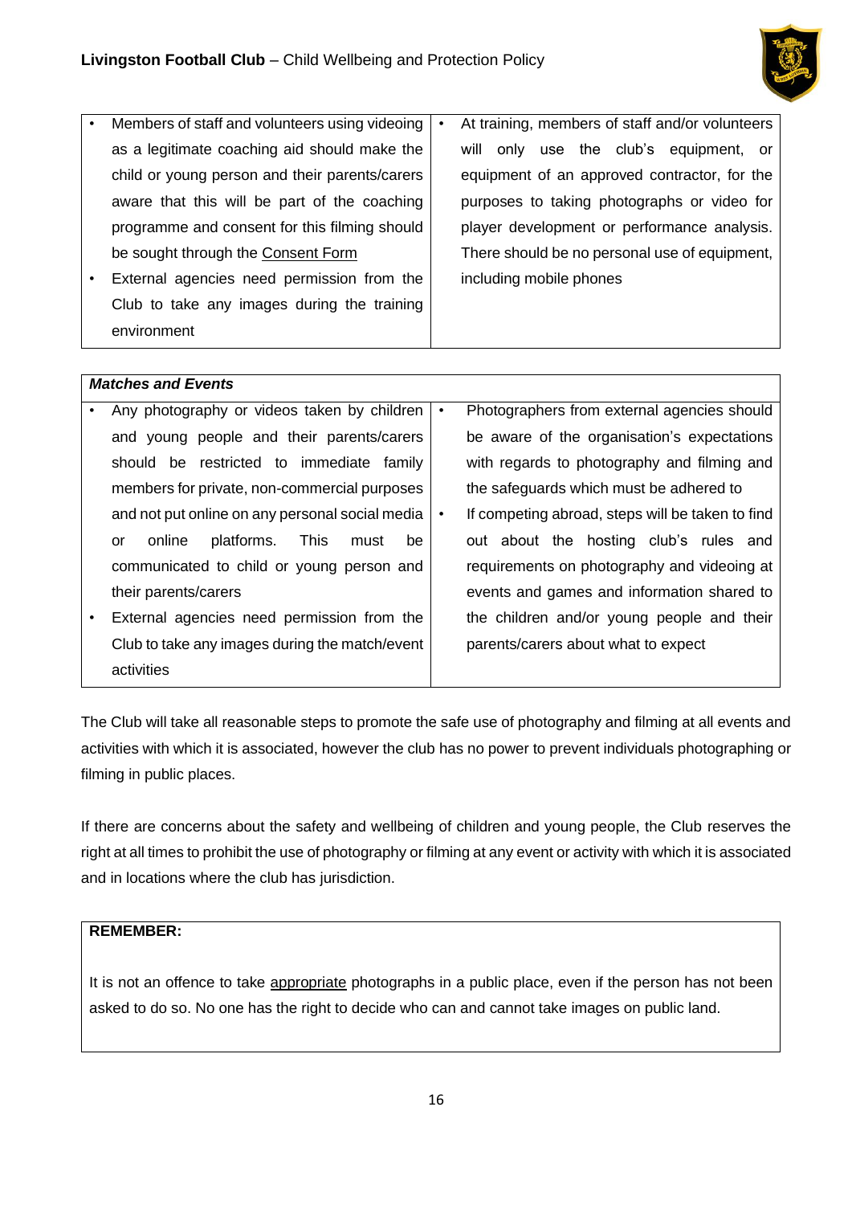| | |
|---|---|
| • Members of staff and volunteers using videoing as a legitimate coaching aid should make the child or young person and their parents/carers aware that this will be part of the coaching programme and consent for this filming should be sought through the Consent Form<br>• External agencies need permission from the Club to take any images during the training environment | • At training, members of staff and/or volunteers will only use the club's equipment, or equipment of an approved contractor, for the purposes to taking photographs or video for player development or performance analysis. There should be no personal use of equipment, including mobile phones |

| ***Matches and Events*** | |
|---|---|
| • Any photography or videos taken by children and young people and their parents/carers should be restricted to immediate family members for private, non-commercial purposes and not put online on any personal social media or online platforms. This must be communicated to child or young person and their parents/carers<br>• External agencies need permission from the Club to take any images during the match/event activities | • Photographers from external agencies should be aware of the organisation's expectations with regards to photography and filming and the safeguards which must be adhered to<br>• If competing abroad, steps will be taken to find out about the hosting club's rules and requirements on photography and videoing at events and games and information shared to the children and/or young people and their parents/carers about what to expect |

The Club will take all reasonable steps to promote the safe use of photography and filming at all events and activities with which it is associated, however the club has no power to prevent individuals photographing or filming in public places.

If there are concerns about the safety and wellbeing of children and young people, the Club reserves the right at all times to prohibit the use of photography or filming at any event or activity with which it is associated and in locations where the club has jurisdiction.

**REMEMBER:**

It is not an offence to take appropriate photographs in a public place, even if the person has not been asked to do so. No one has the right to decide who can and cannot take images on public land.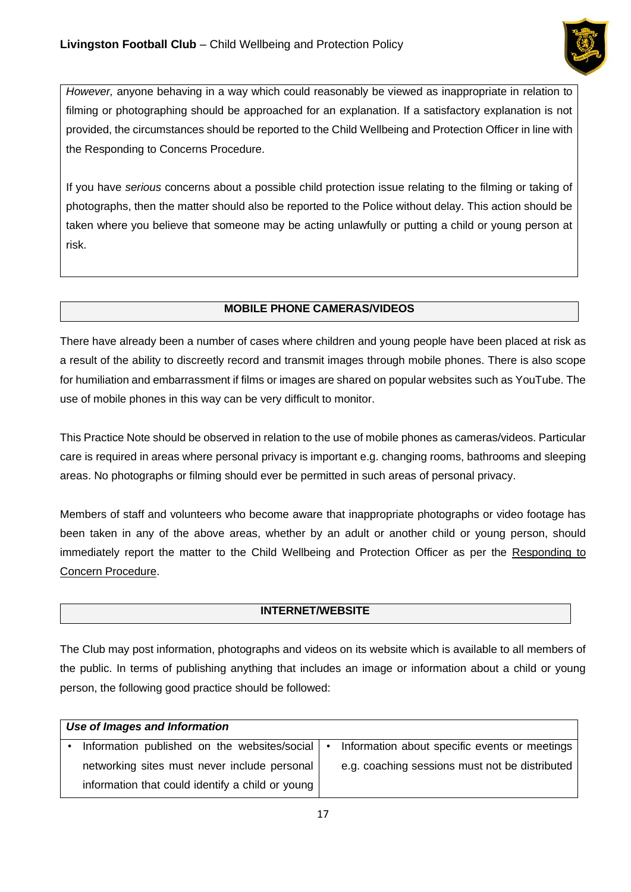*However,* anyone behaving in a way which could reasonably be viewed as inappropriate in relation to filming or photographing should be approached for an explanation. If a satisfactory explanation is not provided, the circumstances should be reported to the Child Wellbeing and Protection Officer in line with the Responding to Concerns Procedure.

If you have *serious* concerns about a possible child protection issue relating to the filming or taking of photographs, then the matter should also be reported to the Police without delay. This action should be taken where you believe that someone may be acting unlawfully or putting a child or young person at risk.

## MOBILE PHONE CAMERAS/VIDEOS

There have already been a number of cases where children and young people have been placed at risk as a result of the ability to discreetly record and transmit images through mobile phones. There is also scope for humiliation and embarrassment if films or images are shared on popular websites such as YouTube. The use of mobile phones in this way can be very difficult to monitor.

This Practice Note should be observed in relation to the use of mobile phones as cameras/videos. Particular care is required in areas where personal privacy is important e.g. changing rooms, bathrooms and sleeping areas. No photographs or filming should ever be permitted in such areas of personal privacy.

Members of staff and volunteers who become aware that inappropriate photographs or video footage has been taken in any of the above areas, whether by an adult or another child or young person, should immediately report the matter to the Child Wellbeing and Protection Officer as per the Responding to Concern Procedure.

## INTERNET/WEBSITE

The Club may post information, photographs and videos on its website which is available to all members of the public. In terms of publishing anything that includes an image or information about a child or young person, the following good practice should be followed:

| ***Use of Images and Information*** | |
|---|---|
| • Information published on the websites/social networking sites must never include personal information that could identify a child or young | • Information about specific events or meetings e.g. coaching sessions must not be distributed |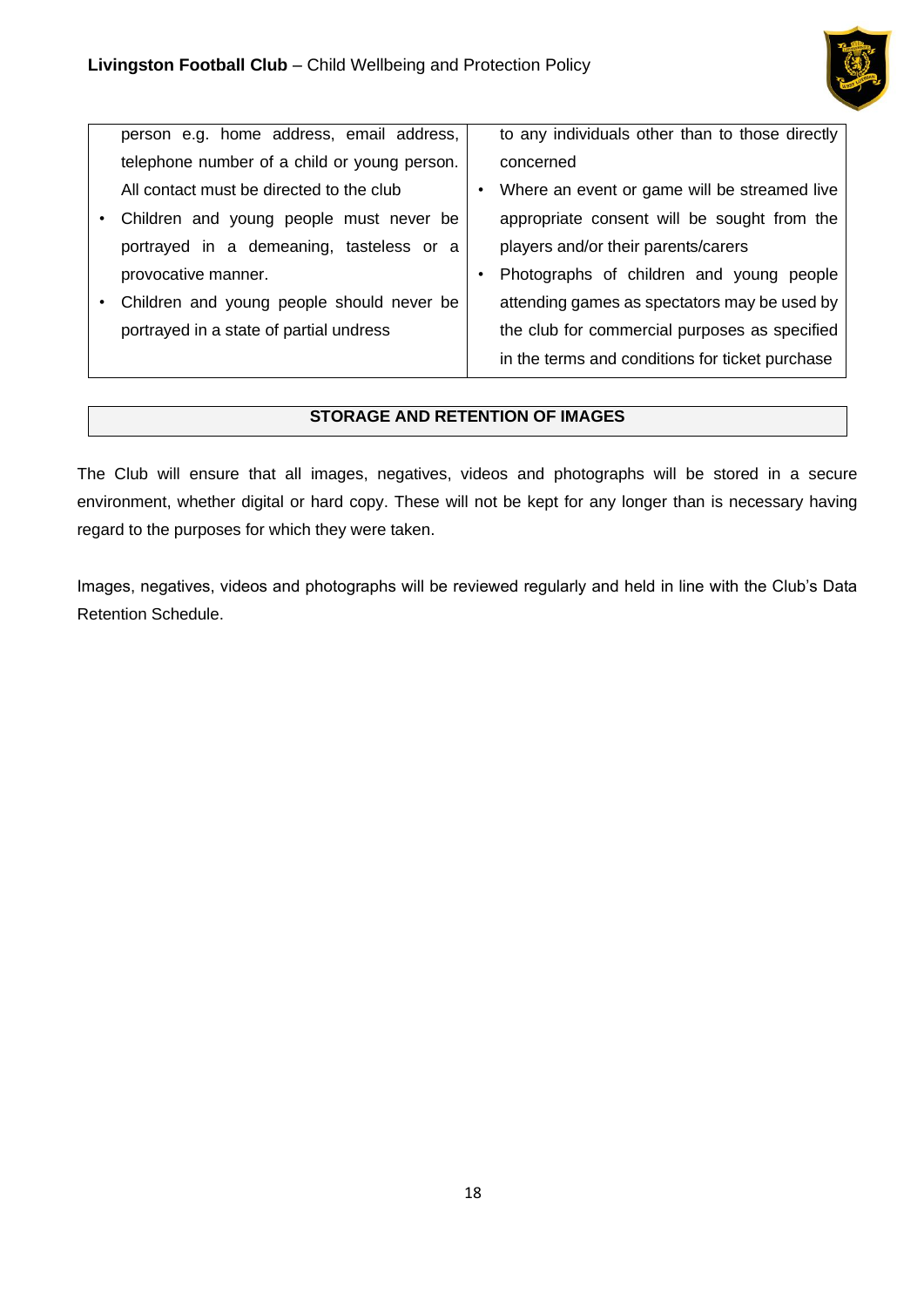| | |
|---|---|
| person e.g. home address, email address, telephone number of a child or young person. All contact must be directed to the club<br>• Children and young people must never be portrayed in a demeaning, tasteless or a provocative manner.<br>• Children and young people should never be portrayed in a state of partial undress | to any individuals other than to those directly concerned<br>• Where an event or game will be streamed live appropriate consent will be sought from the players and/or their parents/carers<br>• Photographs of children and young people attending games as spectators may be used by the club for commercial purposes as specified in the terms and conditions for ticket purchase |

## STORAGE AND RETENTION OF IMAGES

The Club will ensure that all images, negatives, videos and photographs will be stored in a secure environment, whether digital or hard copy. These will not be kept for any longer than is necessary having regard to the purposes for which they were taken.

Images, negatives, videos and photographs will be reviewed regularly and held in line with the Club's Data Retention Schedule.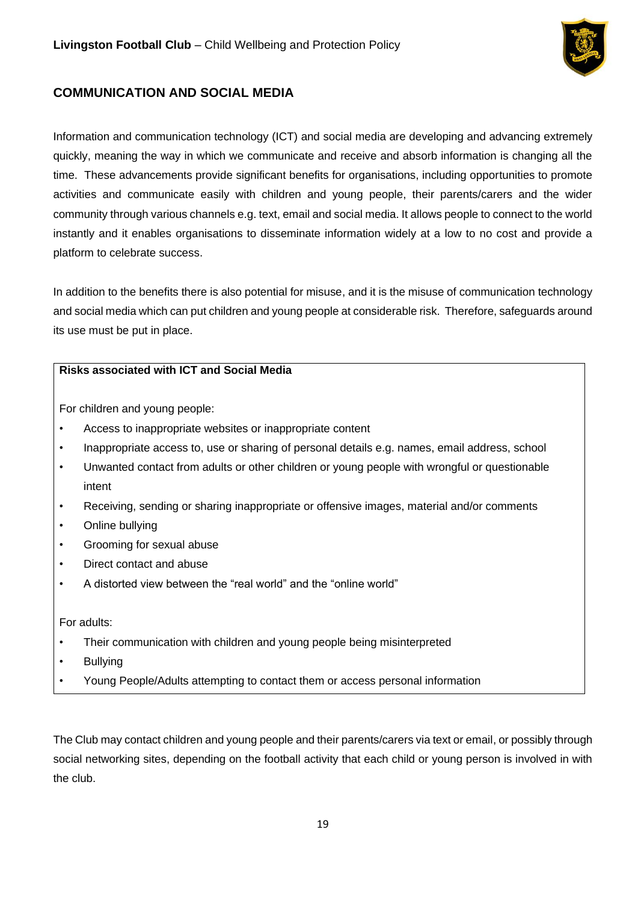## COMMUNICATION AND SOCIAL MEDIA

Information and communication technology (ICT) and social media are developing and advancing extremely quickly, meaning the way in which we communicate and receive and absorb information is changing all the time. These advancements provide significant benefits for organisations, including opportunities to promote activities and communicate easily with children and young people, their parents/carers and the wider community through various channels e.g. text, email and social media. It allows people to connect to the world instantly and it enables organisations to disseminate information widely at a low to no cost and provide a platform to celebrate success.

In addition to the benefits there is also potential for misuse, and it is the misuse of communication technology and social media which can put children and young people at considerable risk. Therefore, safeguards around its use must be put in place.

**Risks associated with ICT and Social Media**

For children and young people:

- Access to inappropriate websites or inappropriate content
- Inappropriate access to, use or sharing of personal details e.g. names, email address, school
- Unwanted contact from adults or other children or young people with wrongful or questionable intent
- Receiving, sending or sharing inappropriate or offensive images, material and/or comments
- Online bullying
- Grooming for sexual abuse
- Direct contact and abuse
- A distorted view between the "real world" and the "online world"

For adults:

- Their communication with children and young people being misinterpreted
- Bullying
- Young People/Adults attempting to contact them or access personal information

The Club may contact children and young people and their parents/carers via text or email, or possibly through social networking sites, depending on the football activity that each child or young person is involved in with the club.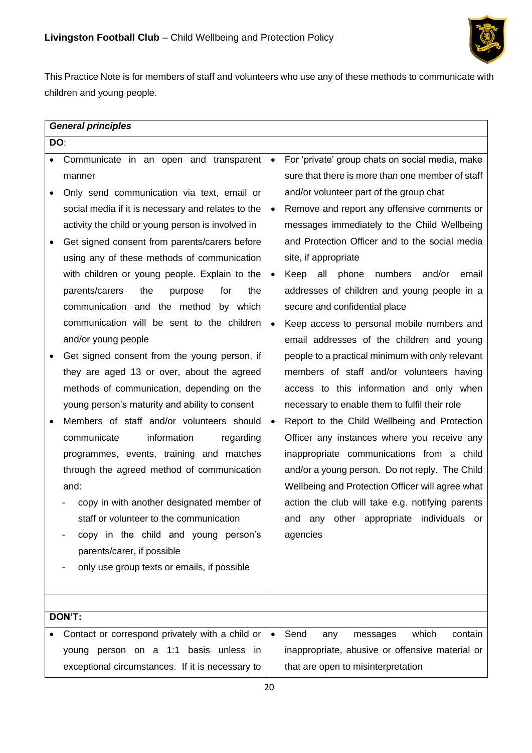This Practice Note is for members of staff and volunteers who use any of these methods to communicate with children and young people.

| ***General principles*** | |
|---|---|
| **DO**: | |
| • Communicate in an open and transparent manner<br>• Only send communication via text, email or social media if it is necessary and relates to the activity the child or young person is involved in<br>• Get signed consent from parents/carers before using any of these methods of communication with children or young people. Explain to the parents/carers the purpose for the communication and the method by which communication will be sent to the children and/or young people<br>• Get signed consent from the young person, if they are aged 13 or over, about the agreed methods of communication, depending on the young person's maturity and ability to consent<br>• Members of staff and/or volunteers should communicate information regarding programmes, events, training and matches through the agreed method of communication and:<br>- copy in with another designated member of staff or volunteer to the communication<br>- copy in the child and young person's parents/carer, if possible<br>- only use group texts or emails, if possible | • For 'private' group chats on social media, make sure that there is more than one member of staff and/or volunteer part of the group chat<br>• Remove and report any offensive comments or messages immediately to the Child Wellbeing and Protection Officer and to the social media site, if appropriate<br>• Keep all phone numbers and/or email addresses of children and young people in a secure and confidential place<br>• Keep access to personal mobile numbers and email addresses of the children and young people to a practical minimum with only relevant members of staff and/or volunteers having access to this information and only when necessary to enable them to fulfil their role<br>• Report to the Child Wellbeing and Protection Officer any instances where you receive any inappropriate communications from a child and/or a young person. Do not reply. The Child Wellbeing and Protection Officer will agree what action the club will take e.g. notifying parents and any other appropriate individuals or agencies |
| | |
| **DON'T**: | |
| • Contact or correspond privately with a child or young person on a 1:1 basis unless in exceptional circumstances. If it is necessary to | • Send any messages which contain inappropriate, abusive or offensive material or that are open to misinterpretation |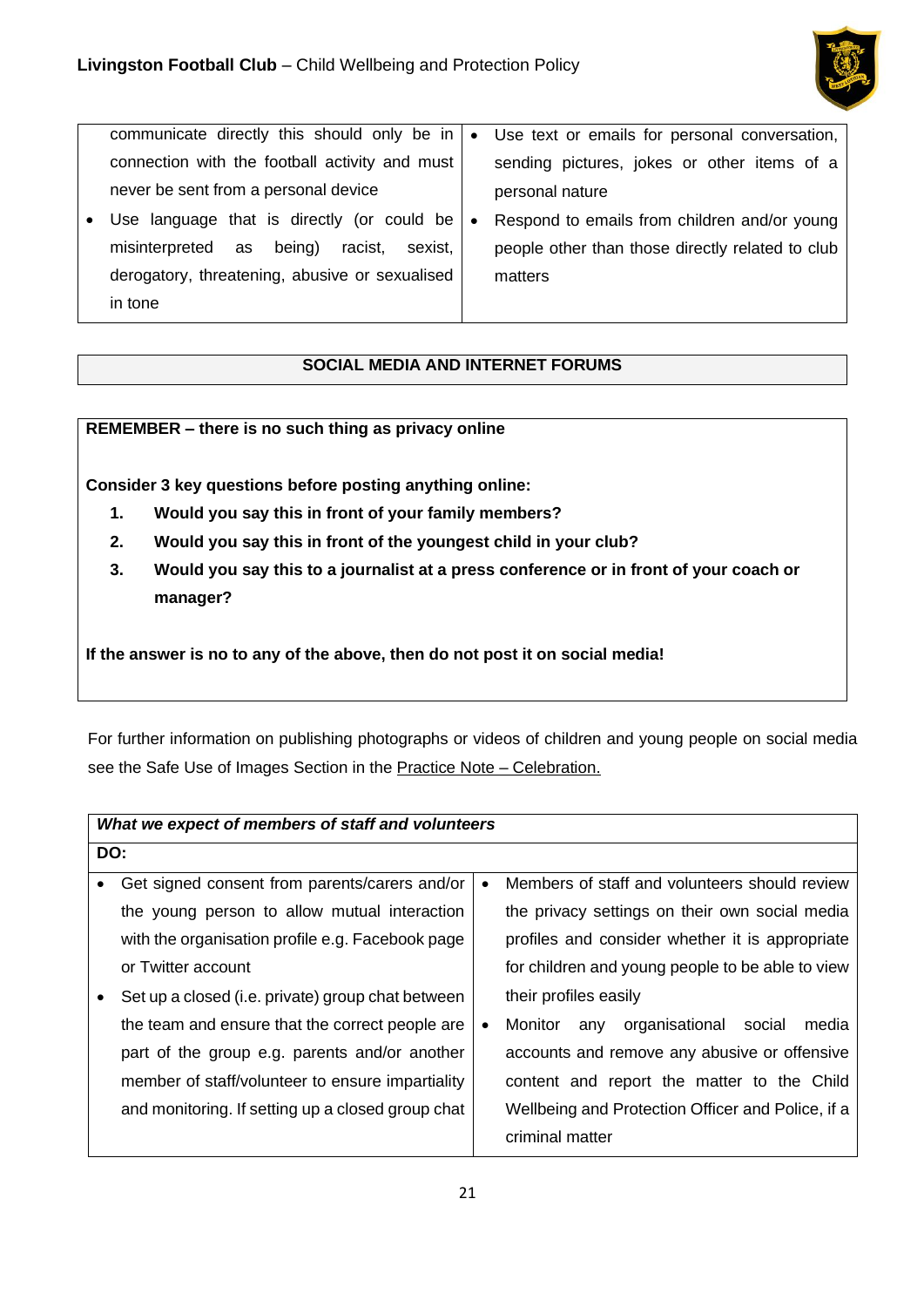| | |
|---|---|
| communicate directly this should only be in connection with the football activity and must never be sent from a personal device<br>• Use language that is directly (or could be misinterpreted as being) racist, sexist, derogatory, threatening, abusive or sexualised in tone | • Use text or emails for personal conversation, sending pictures, jokes or other items of a personal nature<br>• Respond to emails from children and/or young people other than those directly related to club matters |

## SOCIAL MEDIA AND INTERNET FORUMS

**REMEMBER – there is no such thing as privacy online**

**Consider 3 key questions before posting anything online:**

1. **Would you say this in front of your family members?**
2. **Would you say this in front of the youngest child in your club?**
3. **Would you say this to a journalist at a press conference or in front of your coach or manager?**

**If the answer is no to any of the above, then do not post it on social media!**

For further information on publishing photographs or videos of children and young people on social media see the Safe Use of Images Section in the Practice Note – Celebration.

| ***What we expect of members of staff and volunteers*** | |
|---|---|
| **DO:** | |
| • Get signed consent from parents/carers and/or the young person to allow mutual interaction with the organisation profile e.g. Facebook page or Twitter account<br>• Set up a closed (i.e. private) group chat between the team and ensure that the correct people are part of the group e.g. parents and/or another member of staff/volunteer to ensure impartiality and monitoring. If setting up a closed group chat | • Members of staff and volunteers should review the privacy settings on their own social media profiles and consider whether it is appropriate for children and young people to be able to view their profiles easily<br>• Monitor any organisational social media accounts and remove any abusive or offensive content and report the matter to the Child Wellbeing and Protection Officer and Police, if a criminal matter |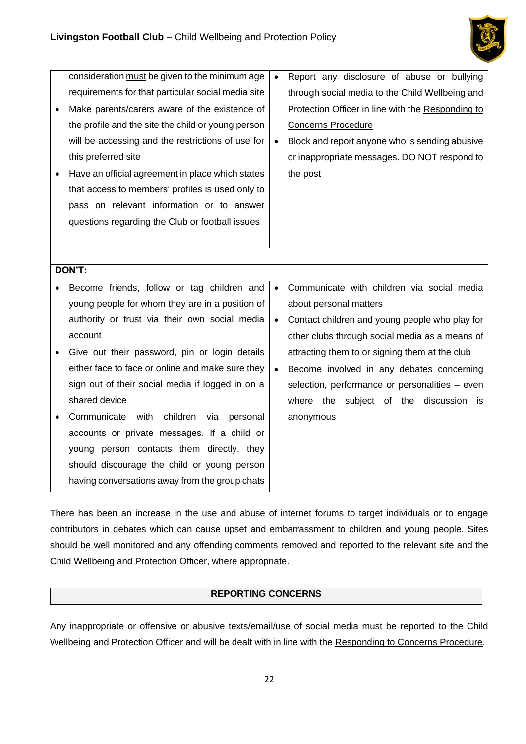| | |
|---|---|
| consideration <u>must</u> be given to the minimum age requirements for that particular social media site<br>• Make parents/carers aware of the existence of the profile and the site the child or young person will be accessing and the restrictions of use for this preferred site<br>• Have an official agreement in place which states that access to members' profiles is used only to pass on relevant information or to answer questions regarding the Club or football issues | • Report any disclosure of abuse or bullying through social media to the Child Wellbeing and Protection Officer in line with the <u>Responding to Concerns Procedure</u><br>• Block and report anyone who is sending abusive or inappropriate messages. DO NOT respond to the post |
| | |
| **DON'T:** | |
| • Become friends, follow or tag children and young people for whom they are in a position of authority or trust via their own social media account<br>• Give out their password, pin or login details either face to face or online and make sure they sign out of their social media if logged in on a shared device<br>• Communicate with children via personal accounts or private messages. If a child or young person contacts them directly, they should discourage the child or young person having conversations away from the group chats | • Communicate with children via social media about personal matters<br>• Contact children and young people who play for other clubs through social media as a means of attracting them to or signing them at the club<br>• Become involved in any debates concerning selection, performance or personalities – even where the subject of the discussion is anonymous |

There has been an increase in the use and abuse of internet forums to target individuals or to engage contributors in debates which can cause upset and embarrassment to children and young people. Sites should be well monitored and any offending comments removed and reported to the relevant site and the Child Wellbeing and Protection Officer, where appropriate.

## REPORTING CONCERNS

Any inappropriate or offensive or abusive texts/email/use of social media must be reported to the Child Wellbeing and Protection Officer and will be dealt with in line with the <u>Responding to Concerns Procedure</u>.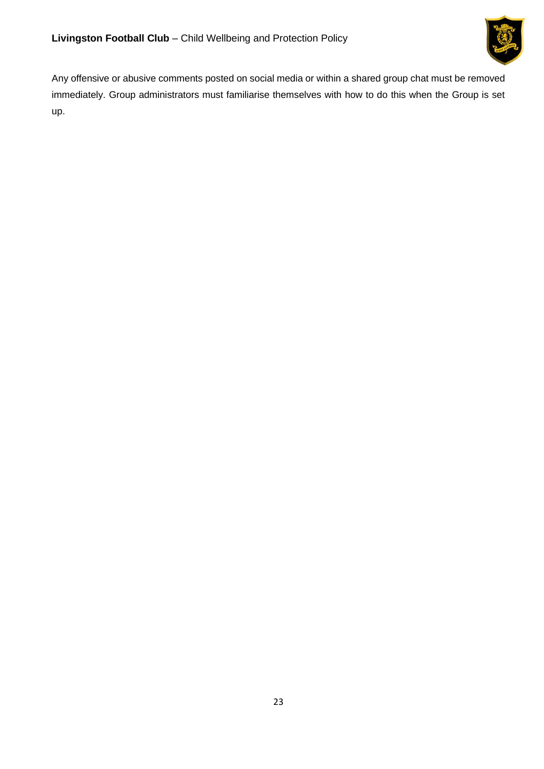Any offensive or abusive comments posted on social media or within a shared group chat must be removed immediately. Group administrators must familiarise themselves with how to do this when the Group is set up.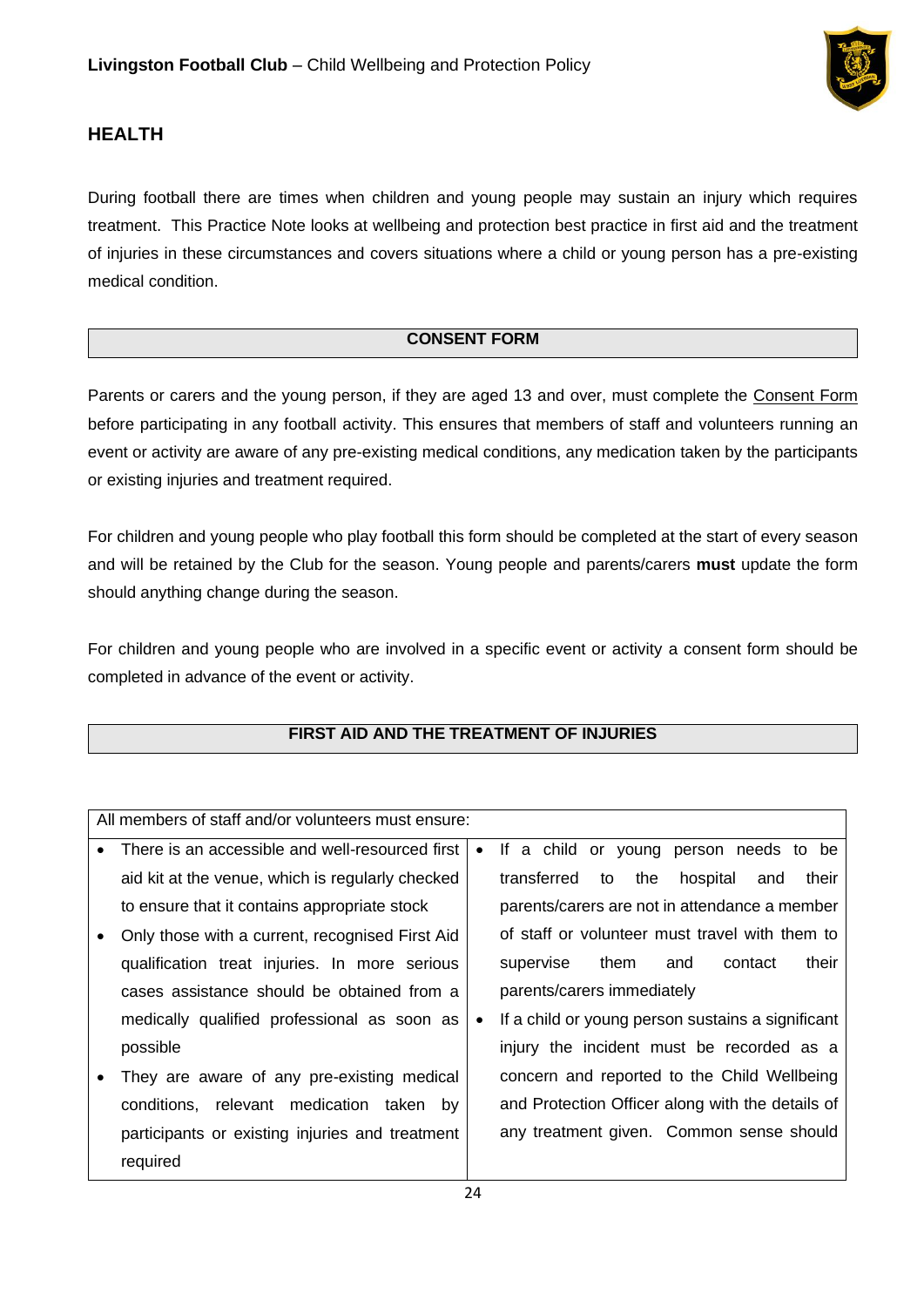## HEALTH

During football there are times when children and young people may sustain an injury which requires treatment. This Practice Note looks at wellbeing and protection best practice in first aid and the treatment of injuries in these circumstances and covers situations where a child or young person has a pre-existing medical condition.

### CONSENT FORM

Parents or carers and the young person, if they are aged 13 and over, must complete the Consent Form before participating in any football activity. This ensures that members of staff and volunteers running an event or activity are aware of any pre-existing medical conditions, any medication taken by the participants or existing injuries and treatment required.

For children and young people who play football this form should be completed at the start of every season and will be retained by the Club for the season. Young people and parents/carers **must** update the form should anything change during the season.

For children and young people who are involved in a specific event or activity a consent form should be completed in advance of the event or activity.

### FIRST AID AND THE TREATMENT OF INJURIES

All members of staff and/or volunteers must ensure:

- There is an accessible and well-resourced first aid kit at the venue, which is regularly checked to ensure that it contains appropriate stock
- Only those with a current, recognised First Aid qualification treat injuries. In more serious cases assistance should be obtained from a medically qualified professional as soon as possible
- They are aware of any pre-existing medical conditions, relevant medication taken by participants or existing injuries and treatment required
- If a child or young person needs to be transferred to the hospital and their parents/carers are not in attendance a member of staff or volunteer must travel with them to supervise them and contact their parents/carers immediately
- If a child or young person sustains a significant injury the incident must be recorded as a concern and reported to the Child Wellbeing and Protection Officer along with the details of any treatment given. Common sense should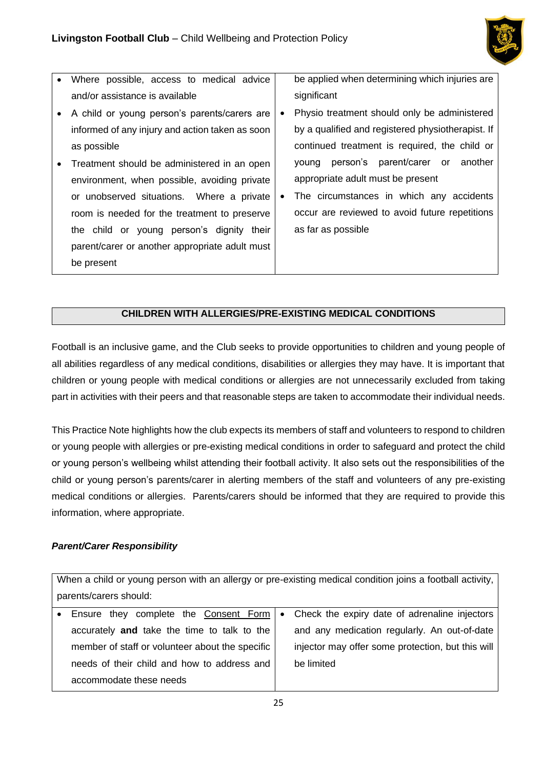| | |
|---|---|
| • Where possible, access to medical advice and/or assistance is available<br>• A child or young person's parents/carers are informed of any injury and action taken as soon as possible<br>• Treatment should be administered in an open environment, when possible, avoiding private or unobserved situations. Where a private room is needed for the treatment to preserve the child or young person's dignity their parent/carer or another appropriate adult must be present | be applied when determining which injuries are significant<br>• Physio treatment should only be administered by a qualified and registered physiotherapist. If continued treatment is required, the child or young person's parent/carer or another appropriate adult must be present<br>• The circumstances in which any accidents occur are reviewed to avoid future repetitions as far as possible |

## CHILDREN WITH ALLERGIES/PRE-EXISTING MEDICAL CONDITIONS

Football is an inclusive game, and the Club seeks to provide opportunities to children and young people of all abilities regardless of any medical conditions, disabilities or allergies they may have. It is important that children or young people with medical conditions or allergies are not unnecessarily excluded from taking part in activities with their peers and that reasonable steps are taken to accommodate their individual needs.

This Practice Note highlights how the club expects its members of staff and volunteers to respond to children or young people with allergies or pre-existing medical conditions in order to safeguard and protect the child or young person's wellbeing whilst attending their football activity. It also sets out the responsibilities of the child or young person's parents/carer in alerting members of the staff and volunteers of any pre-existing medical conditions or allergies. Parents/carers should be informed that they are required to provide this information, where appropriate.

***Parent/Carer Responsibility***

| When a child or young person with an allergy or pre-existing medical condition joins a football activity, parents/carers should: | |
|---|---|
| • Ensure they complete the Consent Form accurately **and** take the time to talk to the member of staff or volunteer about the specific needs of their child and how to address and accommodate these needs | • Check the expiry date of adrenaline injectors and any medication regularly. An out-of-date injector may offer some protection, but this will be limited |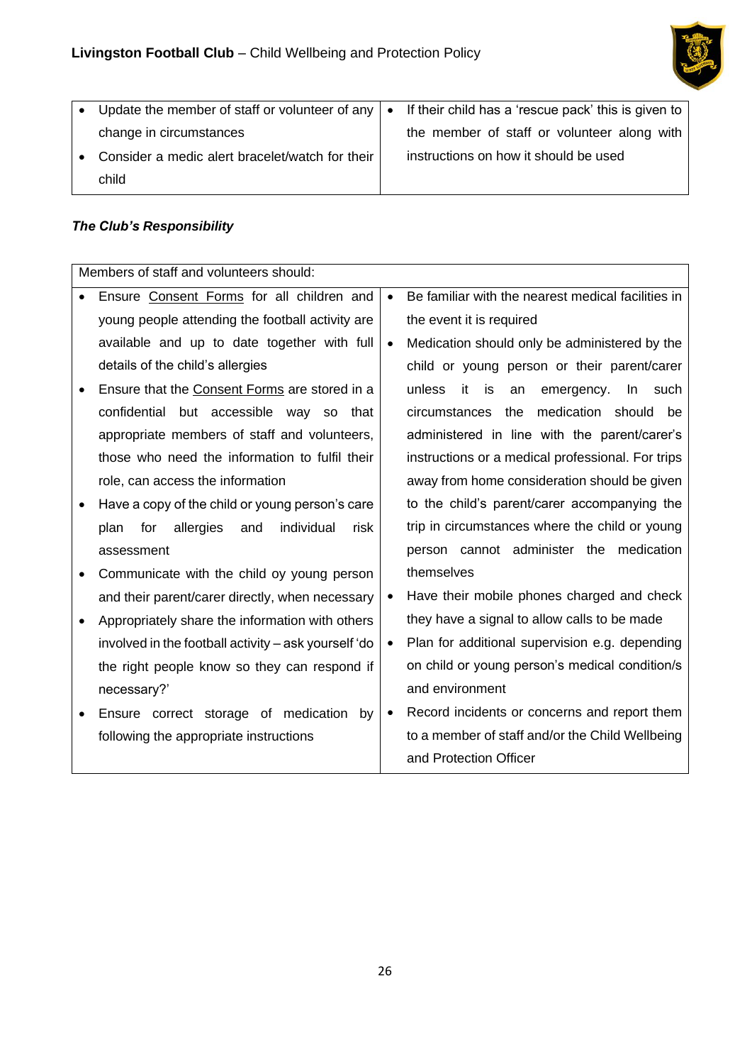| | |
|---|---|
| • Update the member of staff or volunteer of any change in circumstances<br>• Consider a medic alert bracelet/watch for their child | • If their child has a 'rescue pack' this is given to the member of staff or volunteer along with instructions on how it should be used |

***The Club's Responsibility***

| Members of staff and volunteers should: | |
|---|---|
| • Ensure Consent Forms for all children and young people attending the football activity are available and up to date together with full details of the child's allergies<br>• Ensure that the Consent Forms are stored in a confidential but accessible way so that appropriate members of staff and volunteers, those who need the information to fulfil their role, can access the information<br>• Have a copy of the child or young person's care plan for allergies and individual risk assessment<br>• Communicate with the child oy young person and their parent/carer directly, when necessary<br>• Appropriately share the information with others involved in the football activity – ask yourself 'do the right people know so they can respond if necessary?'<br>• Ensure correct storage of medication by following the appropriate instructions | • Be familiar with the nearest medical facilities in the event it is required<br>• Medication should only be administered by the child or young person or their parent/carer unless it is an emergency. In such circumstances the medication should be administered in line with the parent/carer's instructions or a medical professional. For trips away from home consideration should be given to the child's parent/carer accompanying the trip in circumstances where the child or young person cannot administer the medication themselves<br>• Have their mobile phones charged and check they have a signal to allow calls to be made<br>• Plan for additional supervision e.g. depending on child or young person's medical condition/s and environment<br>• Record incidents or concerns and report them to a member of staff and/or the Child Wellbeing and Protection Officer |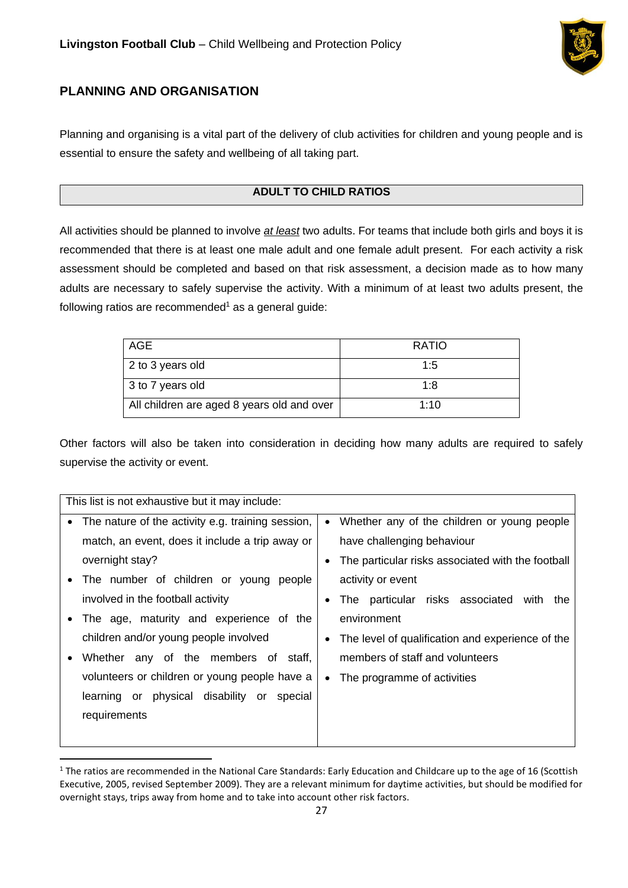## PLANNING AND ORGANISATION

Planning and organising is a vital part of the delivery of club activities for children and young people and is essential to ensure the safety and wellbeing of all taking part.

### ADULT TO CHILD RATIOS

All activities should be planned to involve ***at least*** two adults. For teams that include both girls and boys it is recommended that there is at least one male adult and one female adult present. For each activity a risk assessment should be completed and based on that risk assessment, a decision made as to how many adults are necessary to safely supervise the activity. With a minimum of at least two adults present, the following ratios are recommended[1] as a general guide:

| AGE | RATIO |
|---|---|
| 2 to 3 years old | 1:5 |
| 3 to 7 years old | 1:8 |
| All children are aged 8 years old and over | 1:10 |

Other factors will also be taken into consideration in deciding how many adults are required to safely supervise the activity or event.

This list is not exhaustive but it may include:

- The nature of the activity e.g. training session, match, an event, does it include a trip away or overnight stay?
- The number of children or young people involved in the football activity
- The age, maturity and experience of the children and/or young people involved
- Whether any of the members of staff, volunteers or children or young people have a learning or physical disability or special requirements
- Whether any of the children or young people have challenging behaviour
- The particular risks associated with the football activity or event
- The particular risks associated with the environment
- The level of qualification and experience of the members of staff and volunteers
- The programme of activities

[1] The ratios are recommended in the National Care Standards: Early Education and Childcare up to the age of 16 (Scottish Executive, 2005, revised September 2009). They are a relevant minimum for daytime activities, but should be modified for overnight stays, trips away from home and to take into account other risk factors.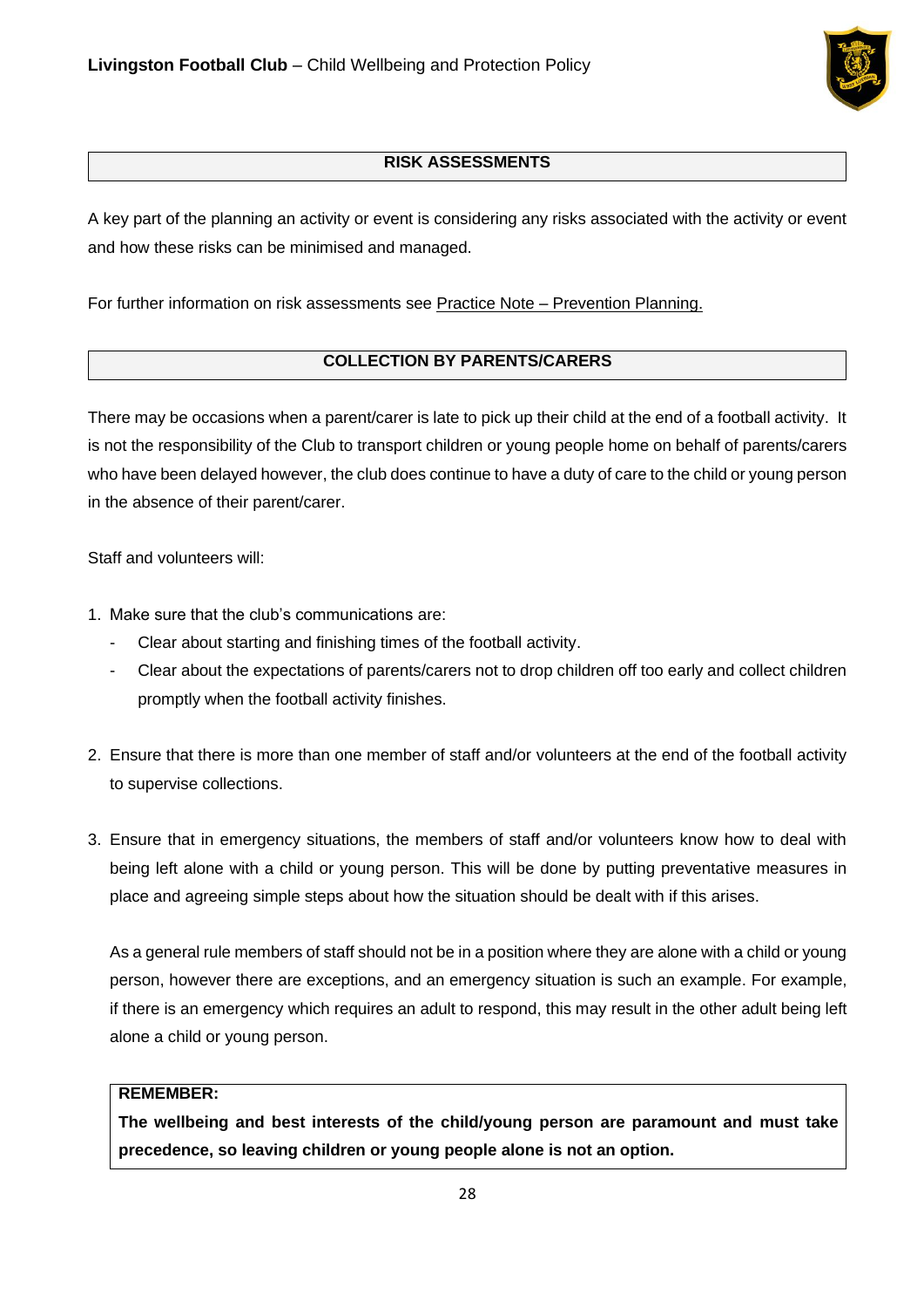## RISK ASSESSMENTS

A key part of the planning an activity or event is considering any risks associated with the activity or event and how these risks can be minimised and managed.

For further information on risk assessments see Practice Note – Prevention Planning.

## COLLECTION BY PARENTS/CARERS

There may be occasions when a parent/carer is late to pick up their child at the end of a football activity. It is not the responsibility of the Club to transport children or young people home on behalf of parents/carers who have been delayed however, the club does continue to have a duty of care to the child or young person in the absence of their parent/carer.

Staff and volunteers will:

1. Make sure that the club's communications are:
   - Clear about starting and finishing times of the football activity.
   - Clear about the expectations of parents/carers not to drop children off too early and collect children promptly when the football activity finishes.

2. Ensure that there is more than one member of staff and/or volunteers at the end of the football activity to supervise collections.

3. Ensure that in emergency situations, the members of staff and/or volunteers know how to deal with being left alone with a child or young person. This will be done by putting preventative measures in place and agreeing simple steps about how the situation should be dealt with if this arises.

   As a general rule members of staff should not be in a position where they are alone with a child or young person, however there are exceptions, and an emergency situation is such an example. For example, if there is an emergency which requires an adult to respond, this may result in the other adult being left alone a child or young person.

   **REMEMBER:**
   **The wellbeing and best interests of the child/young person are paramount and must take precedence, so leaving children or young people alone is not an option.**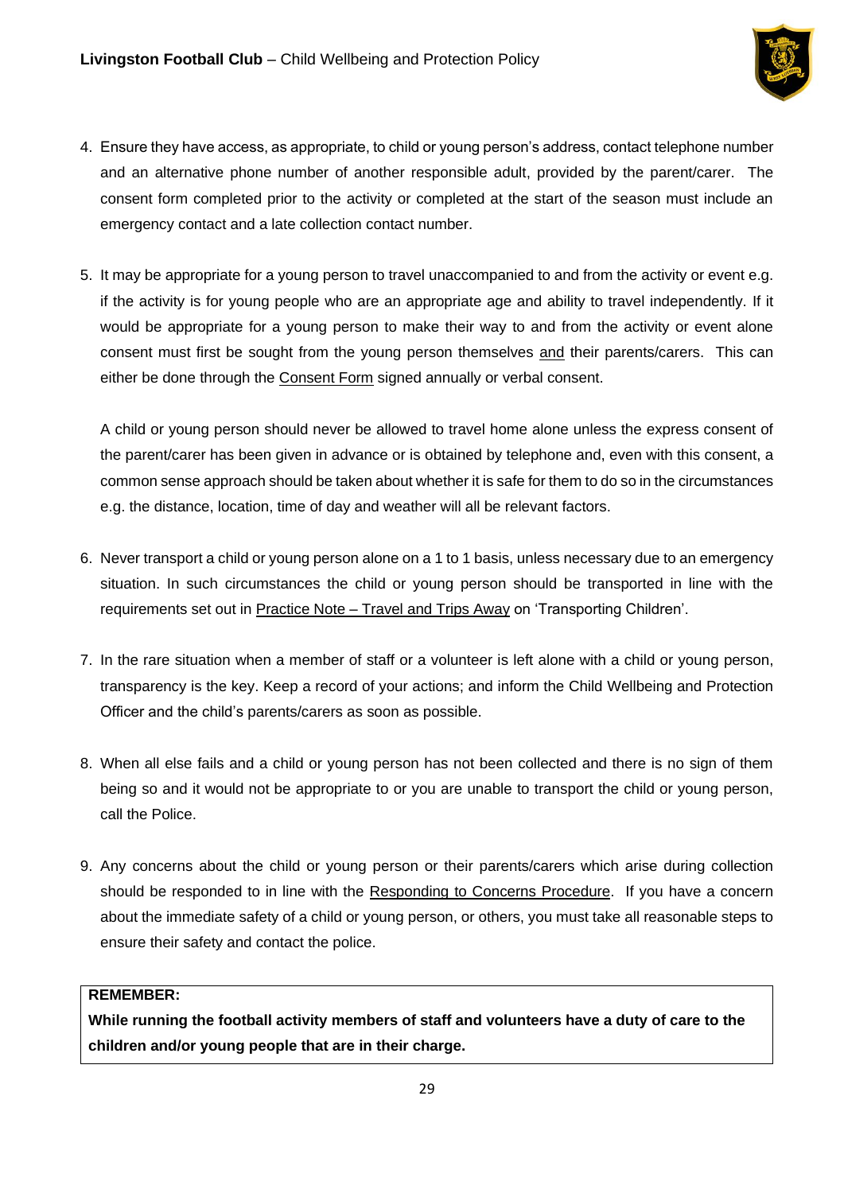4. Ensure they have access, as appropriate, to child or young person's address, contact telephone number and an alternative phone number of another responsible adult, provided by the parent/carer. The consent form completed prior to the activity or completed at the start of the season must include an emergency contact and a late collection contact number.

5. It may be appropriate for a young person to travel unaccompanied to and from the activity or event e.g. if the activity is for young people who are an appropriate age and ability to travel independently. If it would be appropriate for a young person to make their way to and from the activity or event alone consent must first be sought from the young person themselves and their parents/carers. This can either be done through the Consent Form signed annually or verbal consent.

   A child or young person should never be allowed to travel home alone unless the express consent of the parent/carer has been given in advance or is obtained by telephone and, even with this consent, a common sense approach should be taken about whether it is safe for them to do so in the circumstances e.g. the distance, location, time of day and weather will all be relevant factors.

6. Never transport a child or young person alone on a 1 to 1 basis, unless necessary due to an emergency situation. In such circumstances the child or young person should be transported in line with the requirements set out in Practice Note – Travel and Trips Away on 'Transporting Children'.

7. In the rare situation when a member of staff or a volunteer is left alone with a child or young person, transparency is the key. Keep a record of your actions; and inform the Child Wellbeing and Protection Officer and the child's parents/carers as soon as possible.

8. When all else fails and a child or young person has not been collected and there is no sign of them being so and it would not be appropriate to or you are unable to transport the child or young person, call the Police.

9. Any concerns about the child or young person or their parents/carers which arise during collection should be responded to in line with the Responding to Concerns Procedure. If you have a concern about the immediate safety of a child or young person, or others, you must take all reasonable steps to ensure their safety and contact the police.

**REMEMBER:**
**While running the football activity members of staff and volunteers have a duty of care to the children and/or young people that are in their charge.**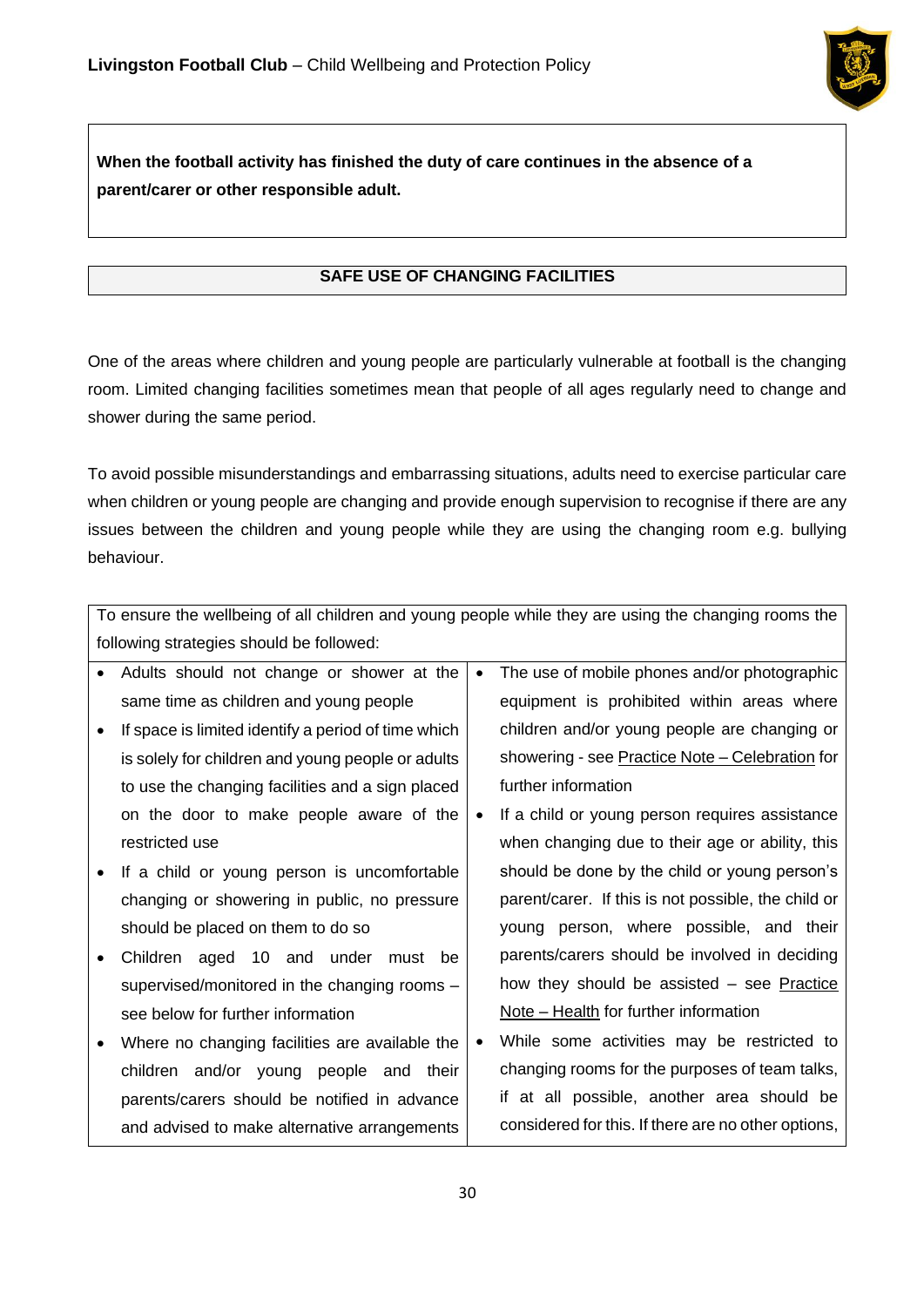**When the football activity has finished the duty of care continues in the absence of a parent/carer or other responsible adult.**

## SAFE USE OF CHANGING FACILITIES

One of the areas where children and young people are particularly vulnerable at football is the changing room. Limited changing facilities sometimes mean that people of all ages regularly need to change and shower during the same period.

To avoid possible misunderstandings and embarrassing situations, adults need to exercise particular care when children or young people are changing and provide enough supervision to recognise if there are any issues between the children and young people while they are using the changing room e.g. bullying behaviour.

To ensure the wellbeing of all children and young people while they are using the changing rooms the following strategies should be followed:

- Adults should not change or shower at the same time as children and young people
- If space is limited identify a period of time which is solely for children and young people or adults to use the changing facilities and a sign placed on the door to make people aware of the restricted use
- If a child or young person is uncomfortable changing or showering in public, no pressure should be placed on them to do so
- Children aged 10 and under must be supervised/monitored in the changing rooms – see below for further information
- Where no changing facilities are available the children and/or young people and their parents/carers should be notified in advance and advised to make alternative arrangements
- The use of mobile phones and/or photographic equipment is prohibited within areas where children and/or young people are changing or showering - see Practice Note – Celebration for further information
- If a child or young person requires assistance when changing due to their age or ability, this should be done by the child or young person's parent/carer. If this is not possible, the child or young person, where possible, and their parents/carers should be involved in deciding how they should be assisted – see Practice Note – Health for further information
- While some activities may be restricted to changing rooms for the purposes of team talks, if at all possible, another area should be considered for this. If there are no other options,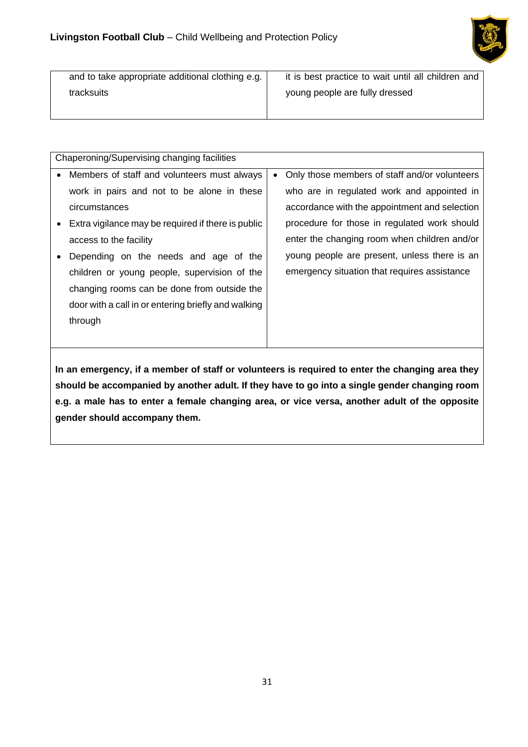| and to take appropriate additional clothing e.g. tracksuits | it is best practice to wait until all children and young people are fully dressed |
|---|---|

| Chaperoning/Supervising changing facilities | |
|---|---|
| • Members of staff and volunteers must always work in pairs and not to be alone in these circumstances<br>• Extra vigilance may be required if there is public access to the facility<br>• Depending on the needs and age of the children or young people, supervision of the changing rooms can be done from outside the door with a call in or entering briefly and walking through | • Only those members of staff and/or volunteers who are in regulated work and appointed in accordance with the appointment and selection procedure for those in regulated work should enter the changing room when children and/or young people are present, unless there is an emergency situation that requires assistance |
| **In an emergency, if a member of staff or volunteers is required to enter the changing area they should be accompanied by another adult. If they have to go into a single gender changing room e.g. a male has to enter a female changing area, or vice versa, another adult of the opposite gender should accompany them.** | |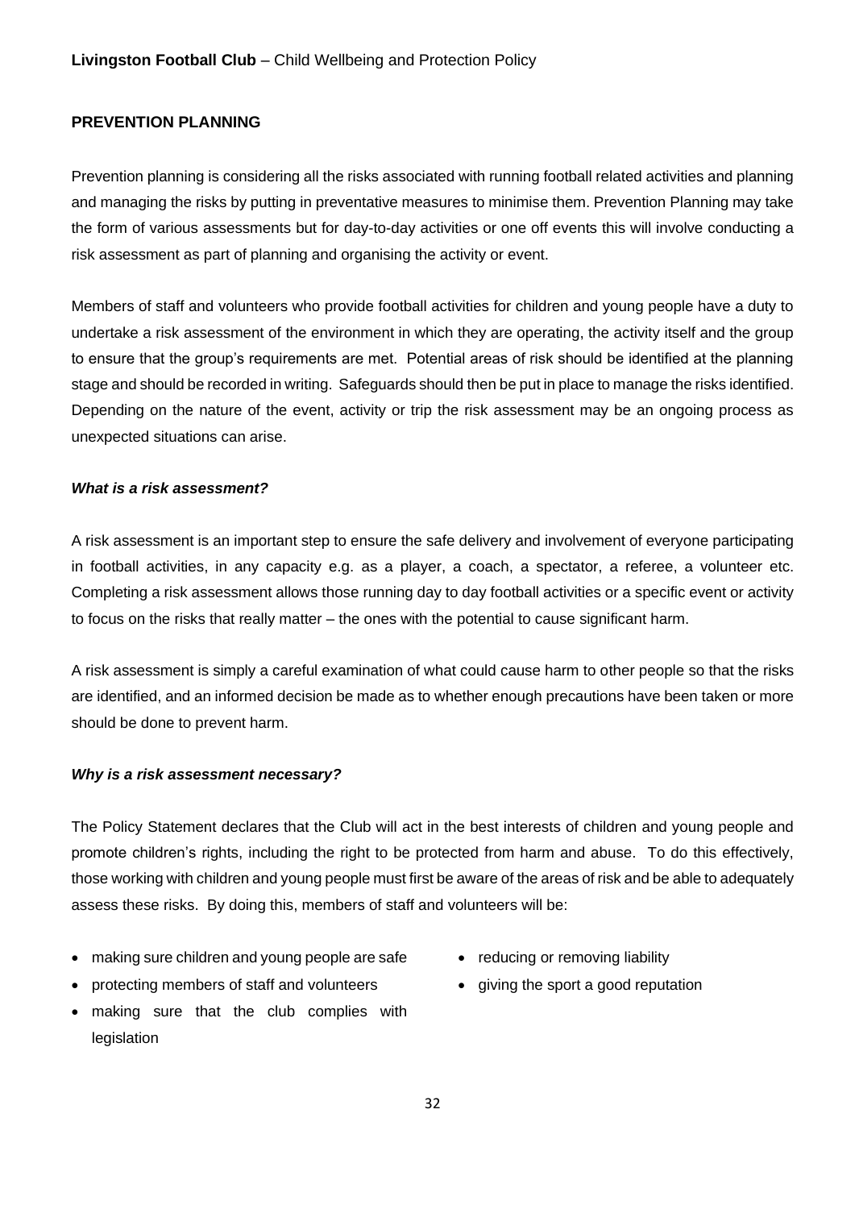## PREVENTION PLANNING

Prevention planning is considering all the risks associated with running football related activities and planning and managing the risks by putting in preventative measures to minimise them. Prevention Planning may take the form of various assessments but for day-to-day activities or one off events this will involve conducting a risk assessment as part of planning and organising the activity or event.

Members of staff and volunteers who provide football activities for children and young people have a duty to undertake a risk assessment of the environment in which they are operating, the activity itself and the group to ensure that the group's requirements are met. Potential areas of risk should be identified at the planning stage and should be recorded in writing. Safeguards should then be put in place to manage the risks identified. Depending on the nature of the event, activity or trip the risk assessment may be an ongoing process as unexpected situations can arise.

### *What is a risk assessment?*

A risk assessment is an important step to ensure the safe delivery and involvement of everyone participating in football activities, in any capacity e.g. as a player, a coach, a spectator, a referee, a volunteer etc. Completing a risk assessment allows those running day to day football activities or a specific event or activity to focus on the risks that really matter – the ones with the potential to cause significant harm.

A risk assessment is simply a careful examination of what could cause harm to other people so that the risks are identified, and an informed decision be made as to whether enough precautions have been taken or more should be done to prevent harm.

### *Why is a risk assessment necessary?*

The Policy Statement declares that the Club will act in the best interests of children and young people and promote children's rights, including the right to be protected from harm and abuse. To do this effectively, those working with children and young people must first be aware of the areas of risk and be able to adequately assess these risks. By doing this, members of staff and volunteers will be:

- making sure children and young people are safe
- protecting members of staff and volunteers
- making sure that the club complies with legislation
- reducing or removing liability
- giving the sport a good reputation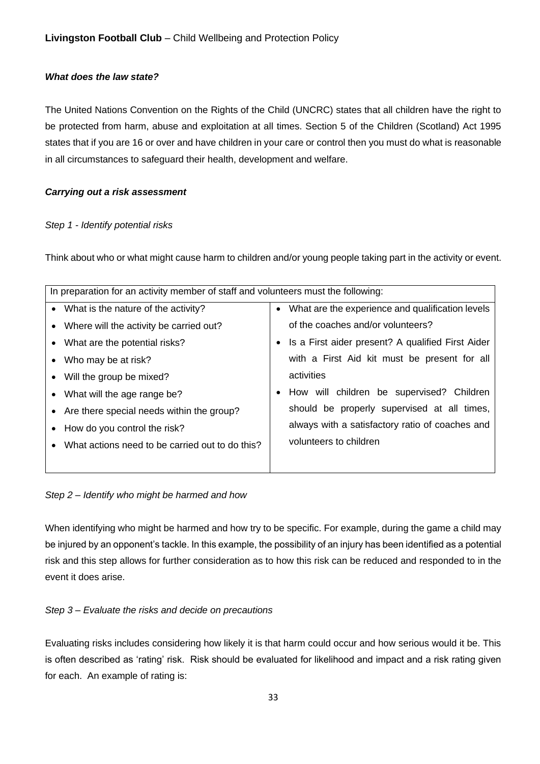### *What does the law state?*

The United Nations Convention on the Rights of the Child (UNCRC) states that all children have the right to be protected from harm, abuse and exploitation at all times. Section 5 of the Children (Scotland) Act 1995 states that if you are 16 or over and have children in your care or control then you must do what is reasonable in all circumstances to safeguard their health, development and welfare.

### *Carrying out a risk assessment*

*Step 1 - Identify potential risks*

Think about who or what might cause harm to children and/or young people taking part in the activity or event.

| In preparation for an activity member of staff and volunteers must the following: | |
|---|---|
| • What is the nature of the activity?<br>• Where will the activity be carried out?<br>• What are the potential risks?<br>• Who may be at risk?<br>• Will the group be mixed?<br>• What will the age range be?<br>• Are there special needs within the group?<br>• How do you control the risk?<br>• What actions need to be carried out to do this? | • What are the experience and qualification levels of the coaches and/or volunteers?<br>• Is a First aider present? A qualified First Aider with a First Aid kit must be present for all activities<br>• How will children be supervised? Children should be properly supervised at all times, always with a satisfactory ratio of coaches and volunteers to children |

*Step 2 – Identify who might be harmed and how*

When identifying who might be harmed and how try to be specific. For example, during the game a child may be injured by an opponent's tackle. In this example, the possibility of an injury has been identified as a potential risk and this step allows for further consideration as to how this risk can be reduced and responded to in the event it does arise.

*Step 3 – Evaluate the risks and decide on precautions*

Evaluating risks includes considering how likely it is that harm could occur and how serious would it be. This is often described as 'rating' risk. Risk should be evaluated for likelihood and impact and a risk rating given for each. An example of rating is: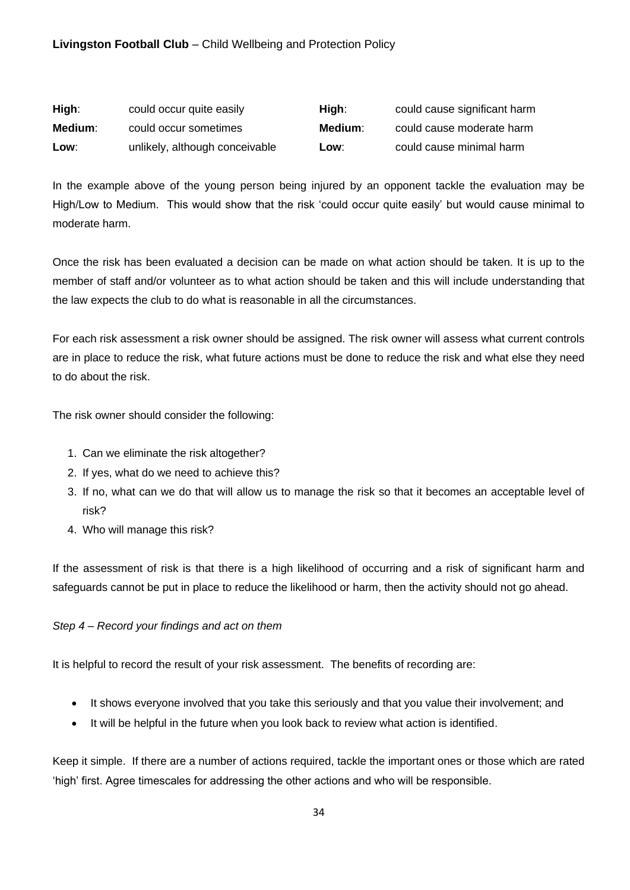| | | | |
|---|---|---|---|
| **High**: | could occur quite easily | **High**: | could cause significant harm |
| **Medium**: | could occur sometimes | **Medium**: | could cause moderate harm |
| **Low**: | unlikely, although conceivable | **Low**: | could cause minimal harm |

In the example above of the young person being injured by an opponent tackle the evaluation may be High/Low to Medium. This would show that the risk 'could occur quite easily' but would cause minimal to moderate harm.

Once the risk has been evaluated a decision can be made on what action should be taken. It is up to the member of staff and/or volunteer as to what action should be taken and this will include understanding that the law expects the club to do what is reasonable in all the circumstances.

For each risk assessment a risk owner should be assigned. The risk owner will assess what current controls are in place to reduce the risk, what future actions must be done to reduce the risk and what else they need to do about the risk.

The risk owner should consider the following:

1. Can we eliminate the risk altogether?
2. If yes, what do we need to achieve this?
3. If no, what can we do that will allow us to manage the risk so that it becomes an acceptable level of risk?
4. Who will manage this risk?

If the assessment of risk is that there is a high likelihood of occurring and a risk of significant harm and safeguards cannot be put in place to reduce the likelihood or harm, then the activity should not go ahead.

*Step 4 – Record your findings and act on them*

It is helpful to record the result of your risk assessment. The benefits of recording are:

- It shows everyone involved that you take this seriously and that you value their involvement; and
- It will be helpful in the future when you look back to review what action is identified.

Keep it simple. If there are a number of actions required, tackle the important ones or those which are rated 'high' first. Agree timescales for addressing the other actions and who will be responsible.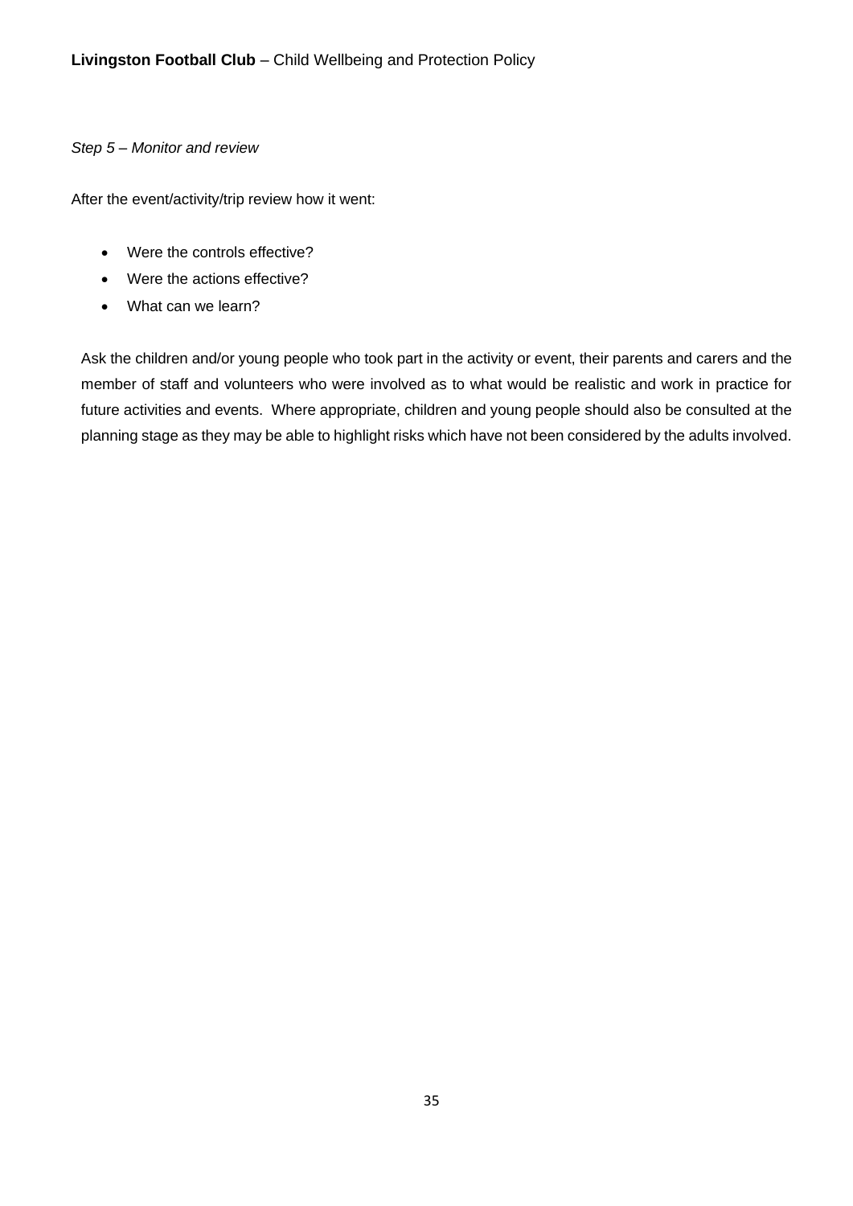*Step 5 – Monitor and review*

After the event/activity/trip review how it went:

- Were the controls effective?
- Were the actions effective?
- What can we learn?

Ask the children and/or young people who took part in the activity or event, their parents and carers and the member of staff and volunteers who were involved as to what would be realistic and work in practice for future activities and events. Where appropriate, children and young people should also be consulted at the planning stage as they may be able to highlight risks which have not been considered by the adults involved.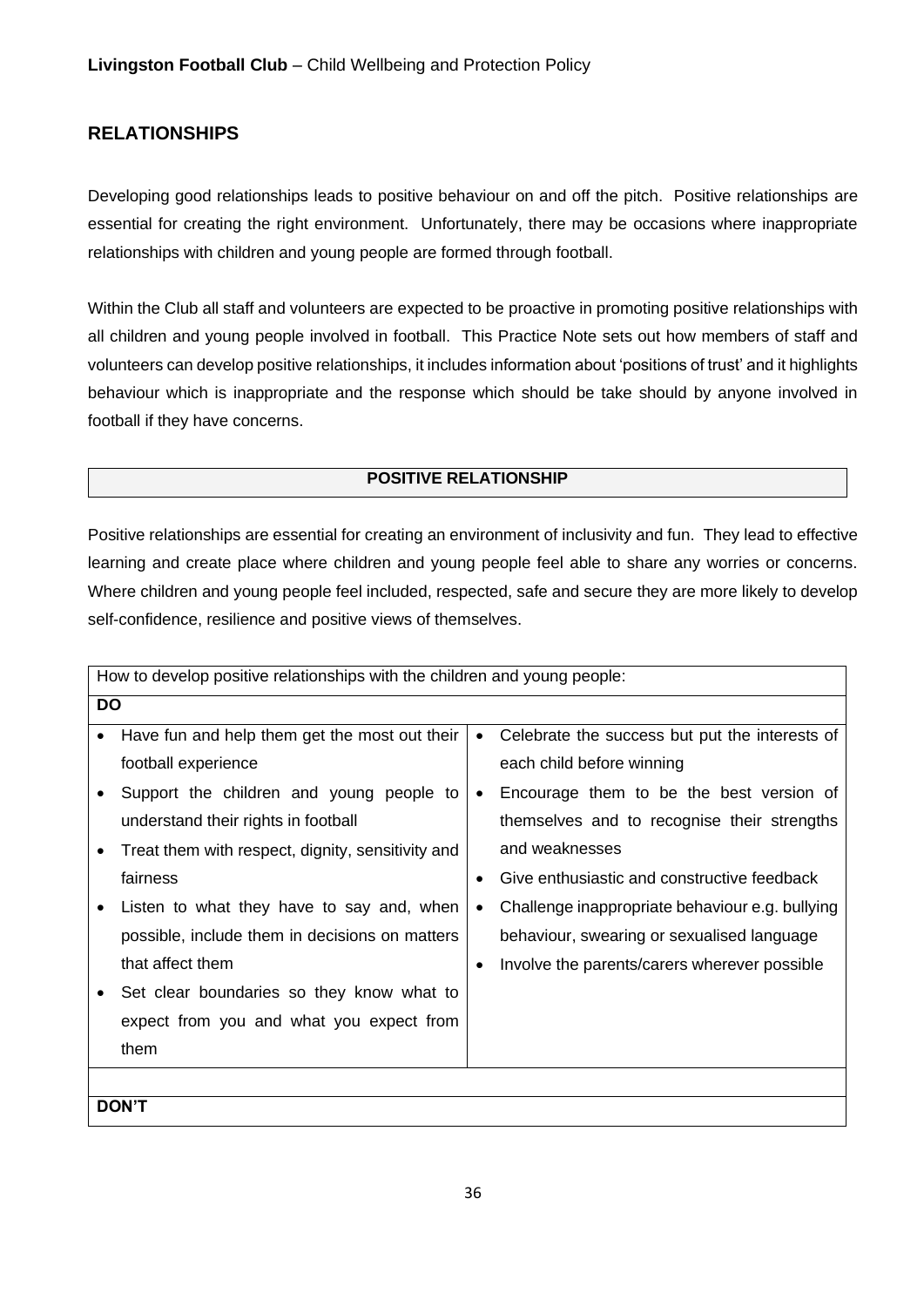## RELATIONSHIPS

Developing good relationships leads to positive behaviour on and off the pitch. Positive relationships are essential for creating the right environment. Unfortunately, there may be occasions where inappropriate relationships with children and young people are formed through football.

Within the Club all staff and volunteers are expected to be proactive in promoting positive relationships with all children and young people involved in football. This Practice Note sets out how members of staff and volunteers can develop positive relationships, it includes information about 'positions of trust' and it highlights behaviour which is inappropriate and the response which should be take should by anyone involved in football if they have concerns.

| POSITIVE RELATIONSHIP |
| --- |

Positive relationships are essential for creating an environment of inclusivity and fun. They lead to effective learning and create place where children and young people feel able to share any worries or concerns. Where children and young people feel included, respected, safe and secure they are more likely to develop self-confidence, resilience and positive views of themselves.

| How to develop positive relationships with the children and young people: | |
| --- | --- |
| **DO** | |
| • Have fun and help them get the most out their football experience<br>• Support the children and young people to understand their rights in football<br>• Treat them with respect, dignity, sensitivity and fairness<br>• Listen to what they have to say and, when possible, include them in decisions on matters that affect them<br>• Set clear boundaries so they know what to expect from you and what you expect from them | • Celebrate the success but put the interests of each child before winning<br>• Encourage them to be the best version of themselves and to recognise their strengths and weaknesses<br>• Give enthusiastic and constructive feedback<br>• Challenge inappropriate behaviour e.g. bullying behaviour, swearing or sexualised language<br>• Involve the parents/carers wherever possible |
| | |
| **DON'T** | |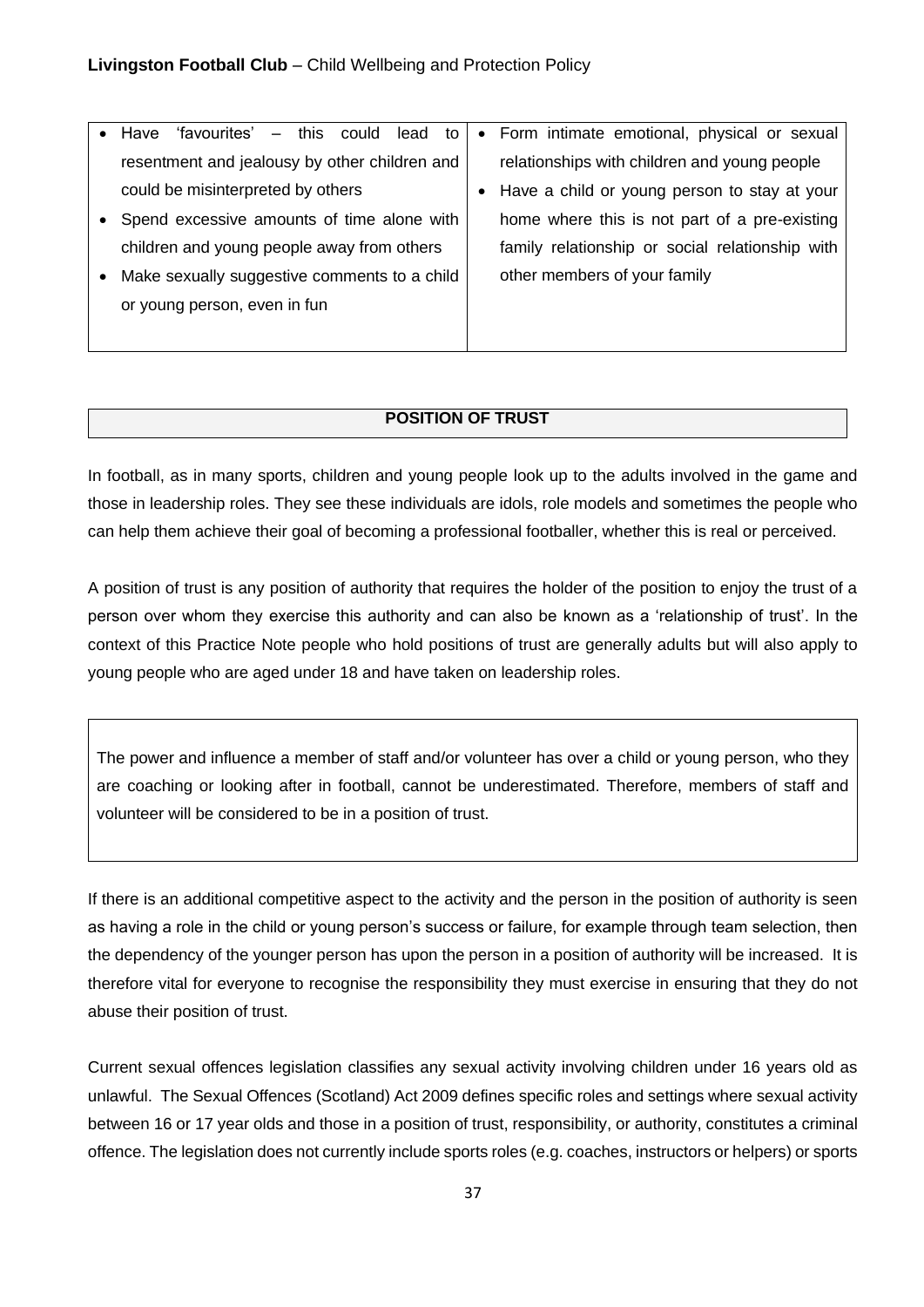| | |
|---|---|
| • Have 'favourites' – this could lead to resentment and jealousy by other children and could be misinterpreted by others<br>• Spend excessive amounts of time alone with children and young people away from others<br>• Make sexually suggestive comments to a child or young person, even in fun | • Form intimate emotional, physical or sexual relationships with children and young people<br>• Have a child or young person to stay at your home where this is not part of a pre-existing family relationship or social relationship with other members of your family |

## POSITION OF TRUST

In football, as in many sports, children and young people look up to the adults involved in the game and those in leadership roles. They see these individuals are idols, role models and sometimes the people who can help them achieve their goal of becoming a professional footballer, whether this is real or perceived.

A position of trust is any position of authority that requires the holder of the position to enjoy the trust of a person over whom they exercise this authority and can also be known as a 'relationship of trust'. In the context of this Practice Note people who hold positions of trust are generally adults but will also apply to young people who are aged under 18 and have taken on leadership roles.

> The power and influence a member of staff and/or volunteer has over a child or young person, who they are coaching or looking after in football, cannot be underestimated. Therefore, members of staff and volunteer will be considered to be in a position of trust.

If there is an additional competitive aspect to the activity and the person in the position of authority is seen as having a role in the child or young person's success or failure, for example through team selection, then the dependency of the younger person has upon the person in a position of authority will be increased. It is therefore vital for everyone to recognise the responsibility they must exercise in ensuring that they do not abuse their position of trust.

Current sexual offences legislation classifies any sexual activity involving children under 16 years old as unlawful. The Sexual Offences (Scotland) Act 2009 defines specific roles and settings where sexual activity between 16 or 17 year olds and those in a position of trust, responsibility, or authority, constitutes a criminal offence. The legislation does not currently include sports roles (e.g. coaches, instructors or helpers) or sports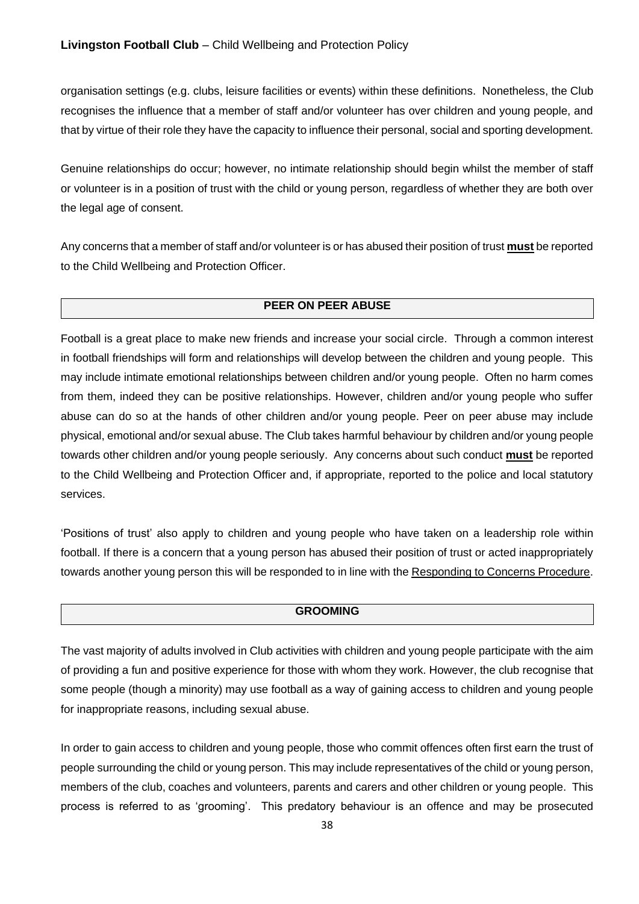organisation settings (e.g. clubs, leisure facilities or events) within these definitions. Nonetheless, the Club recognises the influence that a member of staff and/or volunteer has over children and young people, and that by virtue of their role they have the capacity to influence their personal, social and sporting development.

Genuine relationships do occur; however, no intimate relationship should begin whilst the member of staff or volunteer is in a position of trust with the child or young person, regardless of whether they are both over the legal age of consent.

Any concerns that a member of staff and/or volunteer is or has abused their position of trust **must** be reported to the Child Wellbeing and Protection Officer.

## PEER ON PEER ABUSE

Football is a great place to make new friends and increase your social circle. Through a common interest in football friendships will form and relationships will develop between the children and young people. This may include intimate emotional relationships between children and/or young people. Often no harm comes from them, indeed they can be positive relationships. However, children and/or young people who suffer abuse can do so at the hands of other children and/or young people. Peer on peer abuse may include physical, emotional and/or sexual abuse. The Club takes harmful behaviour by children and/or young people towards other children and/or young people seriously. Any concerns about such conduct **must** be reported to the Child Wellbeing and Protection Officer and, if appropriate, reported to the police and local statutory services.

'Positions of trust' also apply to children and young people who have taken on a leadership role within football. If there is a concern that a young person has abused their position of trust or acted inappropriately towards another young person this will be responded to in line with the Responding to Concerns Procedure.

## GROOMING

The vast majority of adults involved in Club activities with children and young people participate with the aim of providing a fun and positive experience for those with whom they work. However, the club recognise that some people (though a minority) may use football as a way of gaining access to children and young people for inappropriate reasons, including sexual abuse.

In order to gain access to children and young people, those who commit offences often first earn the trust of people surrounding the child or young person. This may include representatives of the child or young person, members of the club, coaches and volunteers, parents and carers and other children or young people. This process is referred to as 'grooming'. This predatory behaviour is an offence and may be prosecuted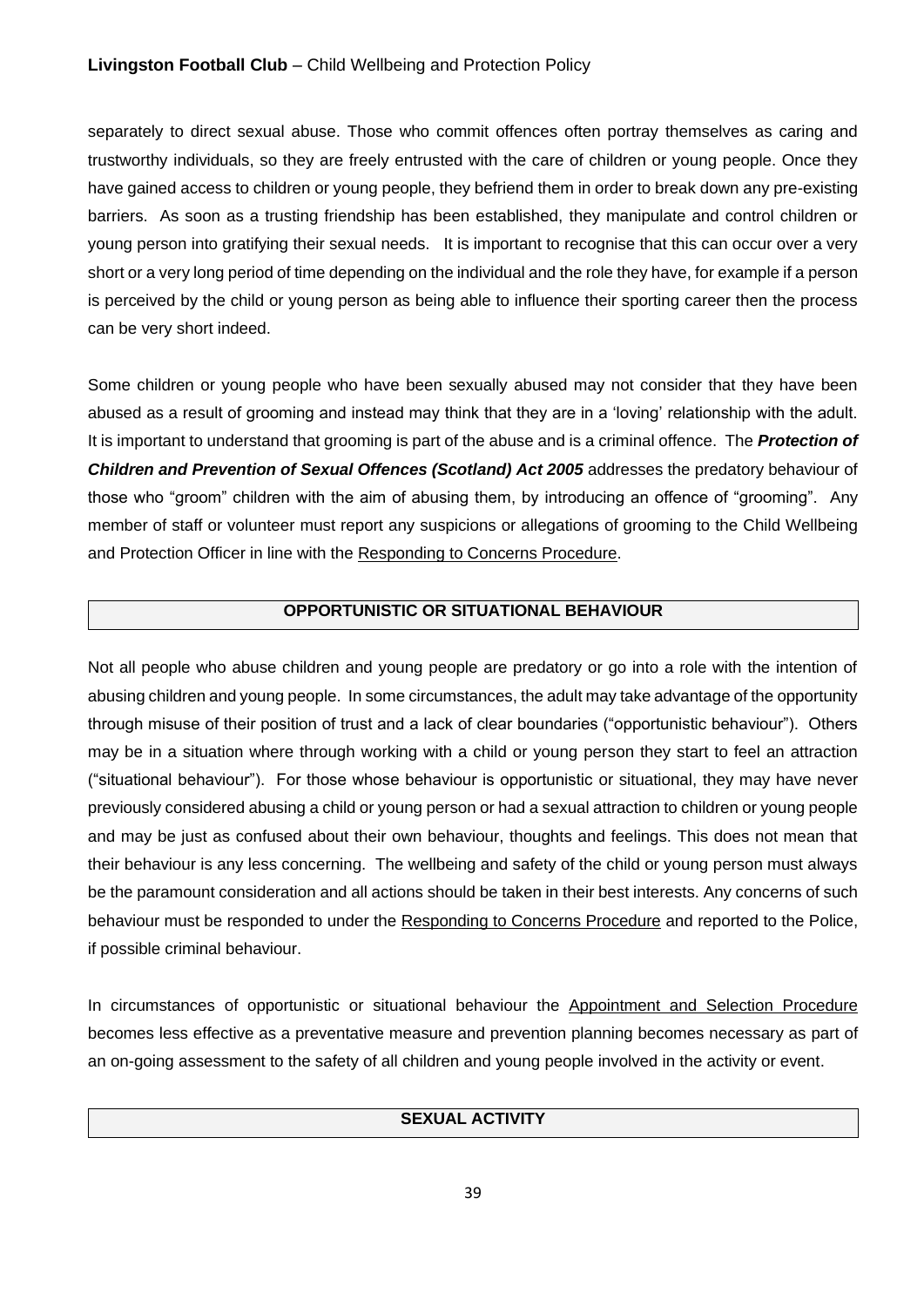separately to direct sexual abuse. Those who commit offences often portray themselves as caring and trustworthy individuals, so they are freely entrusted with the care of children or young people. Once they have gained access to children or young people, they befriend them in order to break down any pre-existing barriers. As soon as a trusting friendship has been established, they manipulate and control children or young person into gratifying their sexual needs. It is important to recognise that this can occur over a very short or a very long period of time depending on the individual and the role they have, for example if a person is perceived by the child or young person as being able to influence their sporting career then the process can be very short indeed.

Some children or young people who have been sexually abused may not consider that they have been abused as a result of grooming and instead may think that they are in a 'loving' relationship with the adult. It is important to understand that grooming is part of the abuse and is a criminal offence. The ***Protection of Children and Prevention of Sexual Offences (Scotland) Act 2005*** addresses the predatory behaviour of those who "groom" children with the aim of abusing them, by introducing an offence of "grooming". Any member of staff or volunteer must report any suspicions or allegations of grooming to the Child Wellbeing and Protection Officer in line with the Responding to Concerns Procedure.

## OPPORTUNISTIC OR SITUATIONAL BEHAVIOUR

Not all people who abuse children and young people are predatory or go into a role with the intention of abusing children and young people. In some circumstances, the adult may take advantage of the opportunity through misuse of their position of trust and a lack of clear boundaries ("opportunistic behaviour"). Others may be in a situation where through working with a child or young person they start to feel an attraction ("situational behaviour"). For those whose behaviour is opportunistic or situational, they may have never previously considered abusing a child or young person or had a sexual attraction to children or young people and may be just as confused about their own behaviour, thoughts and feelings. This does not mean that their behaviour is any less concerning. The wellbeing and safety of the child or young person must always be the paramount consideration and all actions should be taken in their best interests. Any concerns of such behaviour must be responded to under the Responding to Concerns Procedure and reported to the Police, if possible criminal behaviour.

In circumstances of opportunistic or situational behaviour the Appointment and Selection Procedure becomes less effective as a preventative measure and prevention planning becomes necessary as part of an on-going assessment to the safety of all children and young people involved in the activity or event.

## SEXUAL ACTIVITY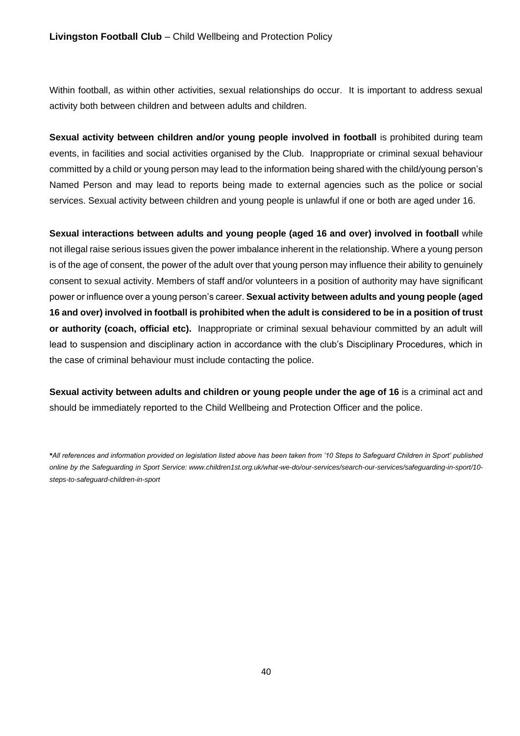Within football, as within other activities, sexual relationships do occur. It is important to address sexual activity both between children and between adults and children.

**Sexual activity between children and/or young people involved in football** is prohibited during team events, in facilities and social activities organised by the Club. Inappropriate or criminal sexual behaviour committed by a child or young person may lead to the information being shared with the child/young person's Named Person and may lead to reports being made to external agencies such as the police or social services. Sexual activity between children and young people is unlawful if one or both are aged under 16.

**Sexual interactions between adults and young people (aged 16 and over) involved in football** while not illegal raise serious issues given the power imbalance inherent in the relationship. Where a young person is of the age of consent, the power of the adult over that young person may influence their ability to genuinely consent to sexual activity. Members of staff and/or volunteers in a position of authority may have significant power or influence over a young person's career. **Sexual activity between adults and young people (aged 16 and over) involved in football is prohibited when the adult is considered to be in a position of trust or authority (coach, official etc).** Inappropriate or criminal sexual behaviour committed by an adult will lead to suspension and disciplinary action in accordance with the club's Disciplinary Procedures, which in the case of criminal behaviour must include contacting the police.

**Sexual activity between adults and children or young people under the age of 16** is a criminal act and should be immediately reported to the Child Wellbeing and Protection Officer and the police.

***All references and information provided on legislation listed above has been taken from '10 Steps to Safeguard Children in Sport' published online by the Safeguarding in Sport Service: www.children1st.org.uk/what-we-do/our-services/search-our-services/safeguarding-in-sport/10-steps-to-safeguard-children-in-sport***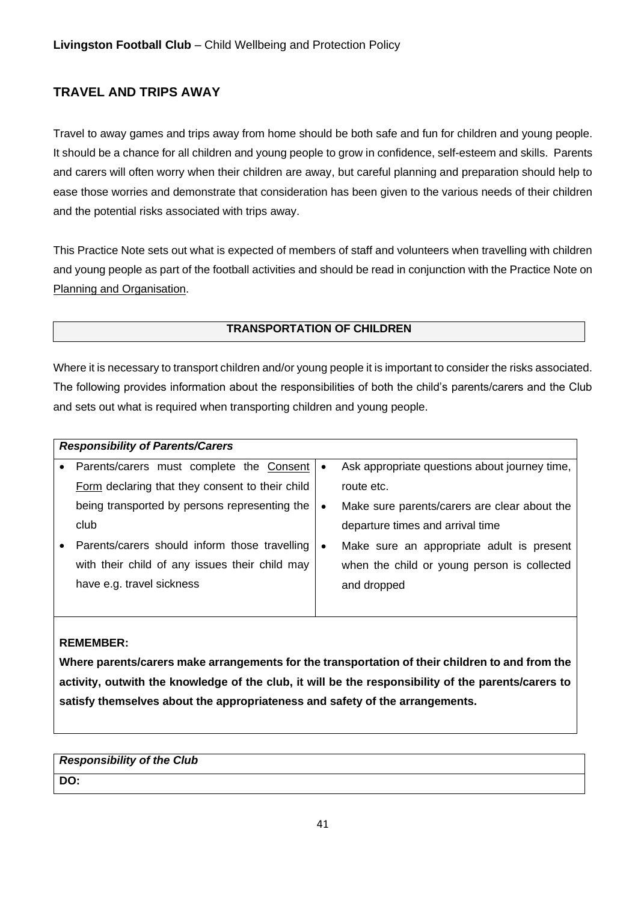## TRAVEL AND TRIPS AWAY

Travel to away games and trips away from home should be both safe and fun for children and young people. It should be a chance for all children and young people to grow in confidence, self-esteem and skills. Parents and carers will often worry when their children are away, but careful planning and preparation should help to ease those worries and demonstrate that consideration has been given to the various needs of their children and the potential risks associated with trips away.

This Practice Note sets out what is expected of members of staff and volunteers when travelling with children and young people as part of the football activities and should be read in conjunction with the Practice Note on Planning and Organisation.

### TRANSPORTATION OF CHILDREN

Where it is necessary to transport children and/or young people it is important to consider the risks associated. The following provides information about the responsibilities of both the child's parents/carers and the Club and sets out what is required when transporting children and young people.

***Responsibility of Parents/Carers***

- Parents/carers must complete the Consent Form declaring that they consent to their child being transported by persons representing the club
- Parents/carers should inform those travelling with their child of any issues their child may have e.g. travel sickness
- Ask appropriate questions about journey time, route etc.
- Make sure parents/carers are clear about the departure times and arrival time
- Make sure an appropriate adult is present when the child or young person is collected and dropped

**REMEMBER:**
**Where parents/carers make arrangements for the transportation of their children to and from the activity, outwith the knowledge of the club, it will be the responsibility of the parents/carers to satisfy themselves about the appropriateness and safety of the arrangements.**

***Responsibility of the Club***

**DO:**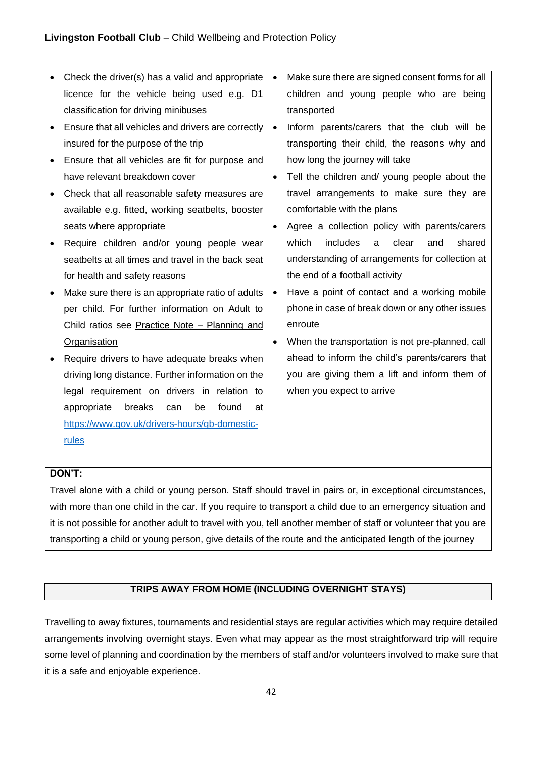| | |
|---|---|
| <ul><li>Check the driver(s) has a valid and appropriate licence for the vehicle being used e.g. D1 classification for driving minibuses</li><li>Ensure that all vehicles and drivers are correctly insured for the purpose of the trip</li><li>Ensure that all vehicles are fit for purpose and have relevant breakdown cover</li><li>Check that all reasonable safety measures are available e.g. fitted, working seatbelts, booster seats where appropriate</li><li>Require children and/or young people wear seatbelts at all times and travel in the back seat for health and safety reasons</li><li>Make sure there is an appropriate ratio of adults per child. For further information on Adult to Child ratios see Practice Note – Planning and Organisation</li><li>Require drivers to have adequate breaks when driving long distance. Further information on the legal requirement on drivers in relation to appropriate breaks can be found at https://www.gov.uk/drivers-hours/gb-domestic-rules</li></ul> | <ul><li>Make sure there are signed consent forms for all children and young people who are being transported</li><li>Inform parents/carers that the club will be transporting their child, the reasons why and how long the journey will take</li><li>Tell the children and/ young people about the travel arrangements to make sure they are comfortable with the plans</li><li>Agree a collection policy with parents/carers which includes a clear and shared understanding of arrangements for collection at the end of a football activity</li><li>Have a point of contact and a working mobile phone in case of break down or any other issues enroute</li><li>When the transportation is not pre-planned, call ahead to inform the child's parents/carers that you are giving them a lift and inform them of when you expect to arrive</li></ul> |

**DON'T:**

Travel alone with a child or young person. Staff should travel in pairs or, in exceptional circumstances, with more than one child in the car. If you require to transport a child due to an emergency situation and it is not possible for another adult to travel with you, tell another member of staff or volunteer that you are transporting a child or young person, give details of the route and the anticipated length of the journey

## TRIPS AWAY FROM HOME (INCLUDING OVERNIGHT STAYS)

Travelling to away fixtures, tournaments and residential stays are regular activities which may require detailed arrangements involving overnight stays. Even what may appear as the most straightforward trip will require some level of planning and coordination by the members of staff and/or volunteers involved to make sure that it is a safe and enjoyable experience.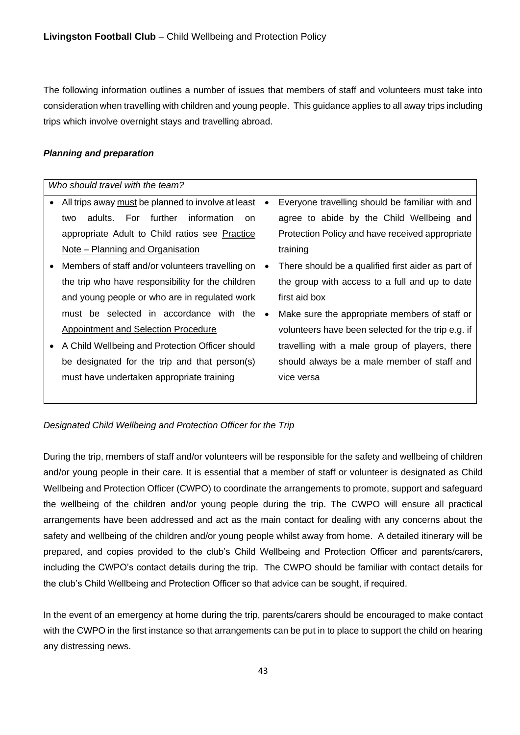The following information outlines a number of issues that members of staff and volunteers must take into consideration when travelling with children and young people. This guidance applies to all away trips including trips which involve overnight stays and travelling abroad.

***Planning and preparation***

| *Who should travel with the team?* | |
|---|---|
| • All trips away <u>must</u> be planned to involve at least two adults. For further information on appropriate Adult to Child ratios see <u>Practice Note – Planning and Organisation</u><br>• Members of staff and/or volunteers travelling on the trip who have responsibility for the children and young people or who are in regulated work must be selected in accordance with the <u>Appointment and Selection Procedure</u><br>• A Child Wellbeing and Protection Officer should be designated for the trip and that person(s) must have undertaken appropriate training | • Everyone travelling should be familiar with and agree to abide by the Child Wellbeing and Protection Policy and have received appropriate training<br>• There should be a qualified first aider as part of the group with access to a full and up to date first aid box<br>• Make sure the appropriate members of staff or volunteers have been selected for the trip e.g. if travelling with a male group of players, there should always be a male member of staff and vice versa |

*Designated Child Wellbeing and Protection Officer for the Trip*

During the trip, members of staff and/or volunteers will be responsible for the safety and wellbeing of children and/or young people in their care. It is essential that a member of staff or volunteer is designated as Child Wellbeing and Protection Officer (CWPO) to coordinate the arrangements to promote, support and safeguard the wellbeing of the children and/or young people during the trip. The CWPO will ensure all practical arrangements have been addressed and act as the main contact for dealing with any concerns about the safety and wellbeing of the children and/or young people whilst away from home. A detailed itinerary will be prepared, and copies provided to the club's Child Wellbeing and Protection Officer and parents/carers, including the CWPO's contact details during the trip. The CWPO should be familiar with contact details for the club's Child Wellbeing and Protection Officer so that advice can be sought, if required.

In the event of an emergency at home during the trip, parents/carers should be encouraged to make contact with the CWPO in the first instance so that arrangements can be put in to place to support the child on hearing any distressing news.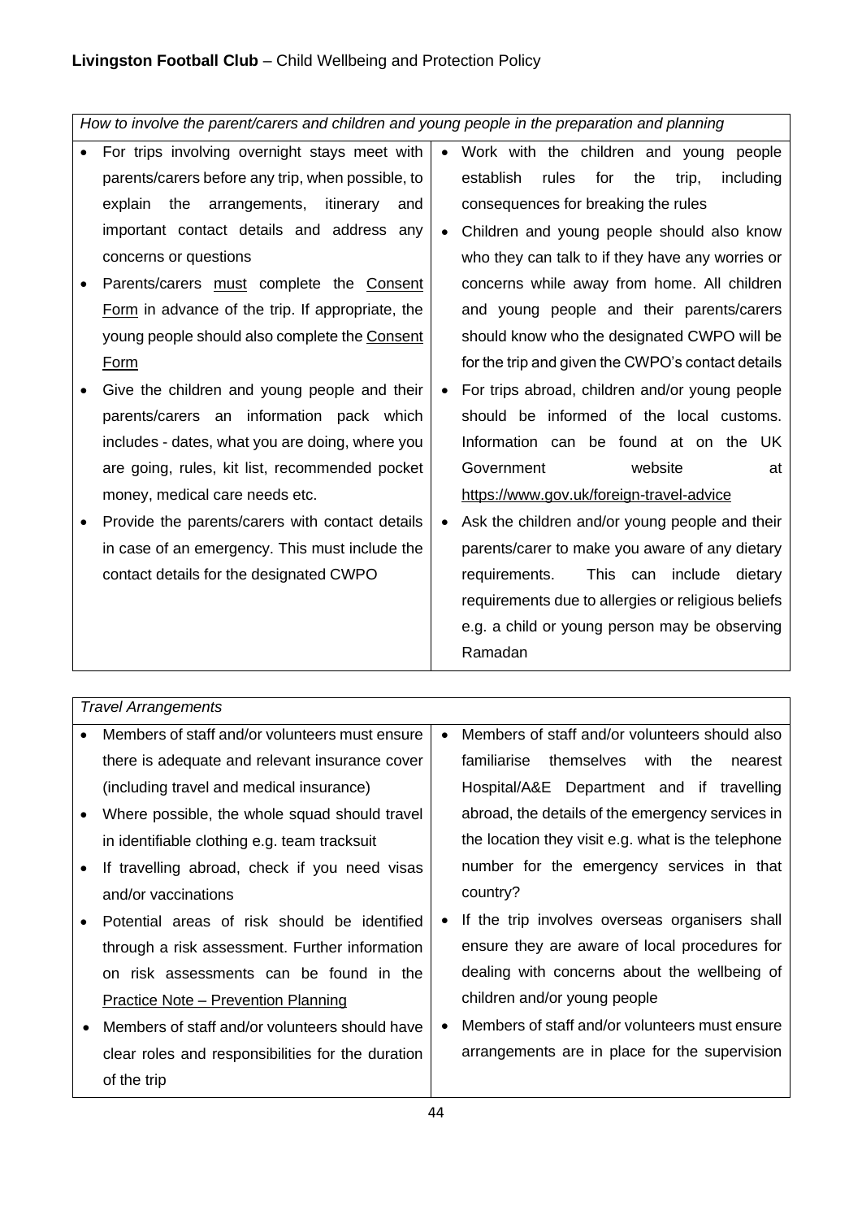| *How to involve the parent/carers and children and young people in the preparation and planning* | |
|---|---|
| • For trips involving overnight stays meet with parents/carers before any trip, when possible, to explain the arrangements, itinerary and important contact details and address any concerns or questions<br>• Parents/carers must complete the Consent Form in advance of the trip. If appropriate, the young people should also complete the Consent Form<br>• Give the children and young people and their parents/carers an information pack which includes - dates, what you are doing, where you are going, rules, kit list, recommended pocket money, medical care needs etc.<br>• Provide the parents/carers with contact details in case of an emergency. This must include the contact details for the designated CWPO | • Work with the children and young people establish rules for the trip, including consequences for breaking the rules<br>• Children and young people should also know who they can talk to if they have any worries or concerns while away from home. All children and young people and their parents/carers should know who the designated CWPO will be for the trip and given the CWPO's contact details<br>• For trips abroad, children and/or young people should be informed of the local customs. Information can be found at on the UK Government website at https://www.gov.uk/foreign-travel-advice<br>• Ask the children and/or young people and their parents/carer to make you aware of any dietary requirements. This can include dietary requirements due to allergies or religious beliefs e.g. a child or young person may be observing Ramadan |

| *Travel Arrangements* | |
|---|---|
| • Members of staff and/or volunteers must ensure there is adequate and relevant insurance cover (including travel and medical insurance)<br>• Where possible, the whole squad should travel in identifiable clothing e.g. team tracksuit<br>• If travelling abroad, check if you need visas and/or vaccinations<br>• Potential areas of risk should be identified through a risk assessment. Further information on risk assessments can be found in the Practice Note – Prevention Planning<br>• Members of staff and/or volunteers should have clear roles and responsibilities for the duration of the trip | • Members of staff and/or volunteers should also familiarise themselves with the nearest Hospital/A&E Department and if travelling abroad, the details of the emergency services in the location they visit e.g. what is the telephone number for the emergency services in that country?<br>• If the trip involves overseas organisers shall ensure they are aware of local procedures for dealing with concerns about the wellbeing of children and/or young people<br>• Members of staff and/or volunteers must ensure arrangements are in place for the supervision |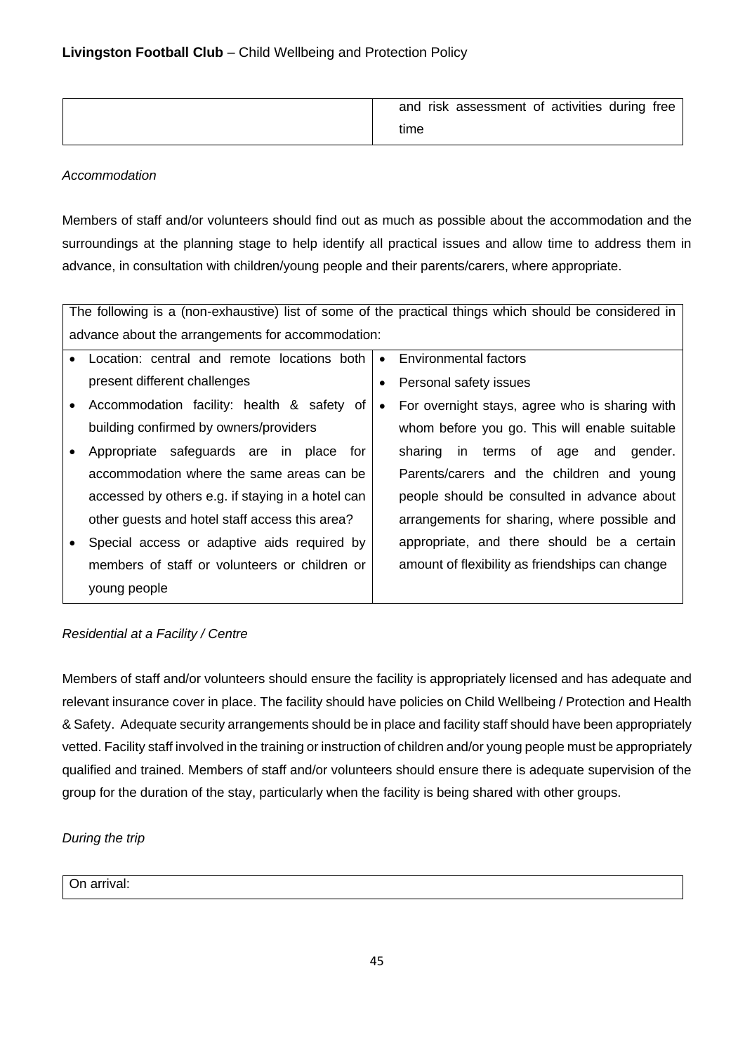| | and risk assessment of activities during free time |
|---|---|

*Accommodation*

Members of staff and/or volunteers should find out as much as possible about the accommodation and the surroundings at the planning stage to help identify all practical issues and allow time to address them in advance, in consultation with children/young people and their parents/carers, where appropriate.

| The following is a (non-exhaustive) list of some of the practical things which should be considered in advance about the arrangements for accommodation: | |
|---|---|
| • Location: central and remote locations both present different challenges<br>• Accommodation facility: health & safety of building confirmed by owners/providers<br>• Appropriate safeguards are in place for accommodation where the same areas can be accessed by others e.g. if staying in a hotel can other guests and hotel staff access this area?<br>• Special access or adaptive aids required by members of staff or volunteers or children or young people | • Environmental factors<br>• Personal safety issues<br>• For overnight stays, agree who is sharing with whom before you go. This will enable suitable sharing in terms of age and gender. Parents/carers and the children and young people should be consulted in advance about arrangements for sharing, where possible and appropriate, and there should be a certain amount of flexibility as friendships can change |

*Residential at a Facility / Centre*

Members of staff and/or volunteers should ensure the facility is appropriately licensed and has adequate and relevant insurance cover in place. The facility should have policies on Child Wellbeing / Protection and Health & Safety. Adequate security arrangements should be in place and facility staff should have been appropriately vetted. Facility staff involved in the training or instruction of children and/or young people must be appropriately qualified and trained. Members of staff and/or volunteers should ensure there is adequate supervision of the group for the duration of the stay, particularly when the facility is being shared with other groups.

*During the trip*

| On arrival: |
|---|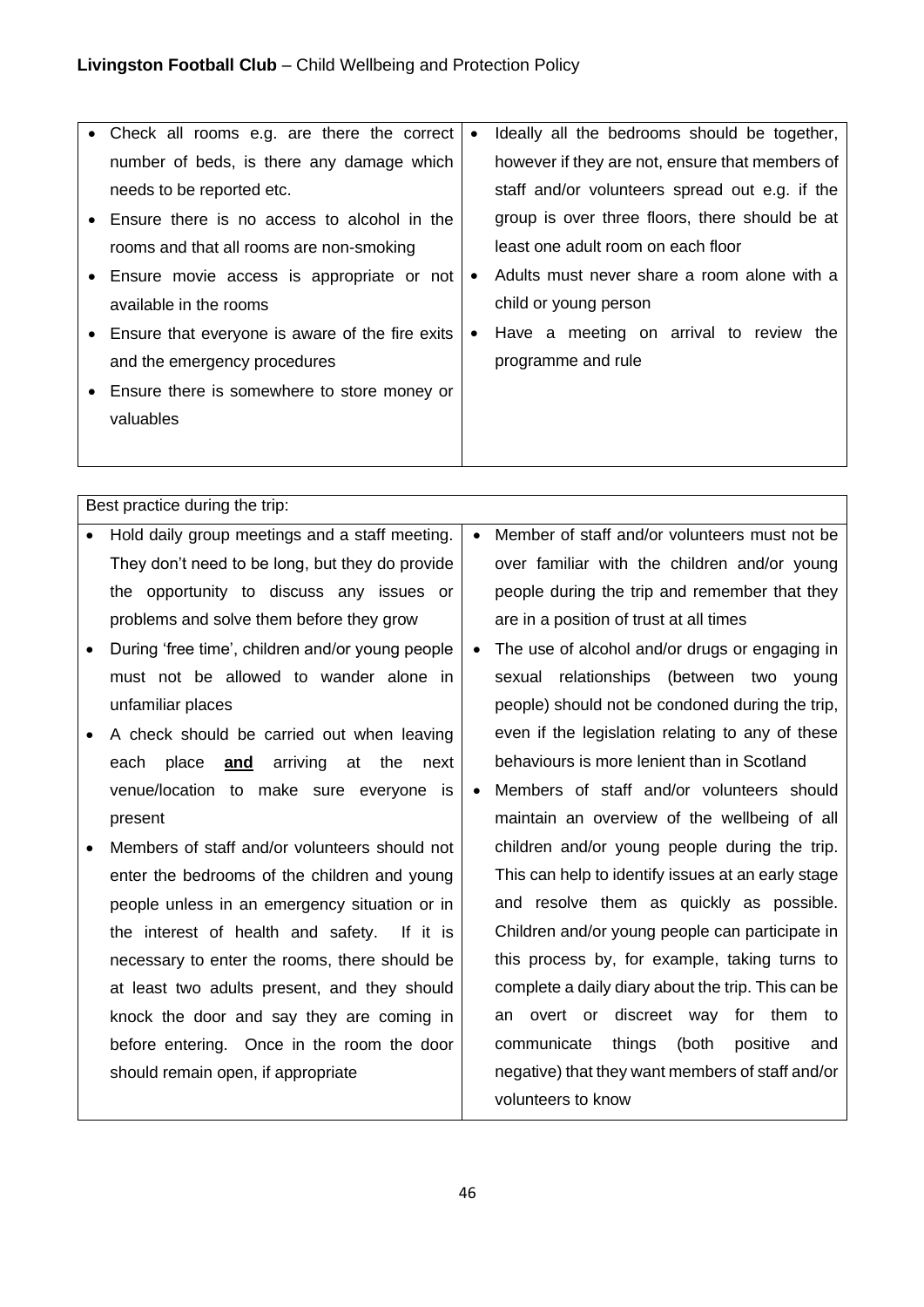| | |
|---|---|
| • Check all rooms e.g. are there the correct number of beds, is there any damage which needs to be reported etc.<br>• Ensure there is no access to alcohol in the rooms and that all rooms are non-smoking<br>• Ensure movie access is appropriate or not available in the rooms<br>• Ensure that everyone is aware of the fire exits and the emergency procedures<br>• Ensure there is somewhere to store money or valuables | • Ideally all the bedrooms should be together, however if they are not, ensure that members of staff and/or volunteers spread out e.g. if the group is over three floors, there should be at least one adult room on each floor<br>• Adults must never share a room alone with a child or young person<br>• Have a meeting on arrival to review the programme and rule |

| Best practice during the trip: | |
|---|---|
| • Hold daily group meetings and a staff meeting. They don't need to be long, but they do provide the opportunity to discuss any issues or problems and solve them before they grow<br>• During 'free time', children and/or young people must not be allowed to wander alone in unfamiliar places<br>• A check should be carried out when leaving each place **and** arriving at the next venue/location to make sure everyone is present<br>• Members of staff and/or volunteers should not enter the bedrooms of the children and young people unless in an emergency situation or in the interest of health and safety. If it is necessary to enter the rooms, there should be at least two adults present, and they should knock the door and say they are coming in before entering. Once in the room the door should remain open, if appropriate | • Member of staff and/or volunteers must not be over familiar with the children and/or young people during the trip and remember that they are in a position of trust at all times<br>• The use of alcohol and/or drugs or engaging in sexual relationships (between two young people) should not be condoned during the trip, even if the legislation relating to any of these behaviours is more lenient than in Scotland<br>• Members of staff and/or volunteers should maintain an overview of the wellbeing of all children and/or young people during the trip. This can help to identify issues at an early stage and resolve them as quickly as possible. Children and/or young people can participate in this process by, for example, taking turns to complete a daily diary about the trip. This can be an overt or discreet way for them to communicate things (both positive and negative) that they want members of staff and/or volunteers to know |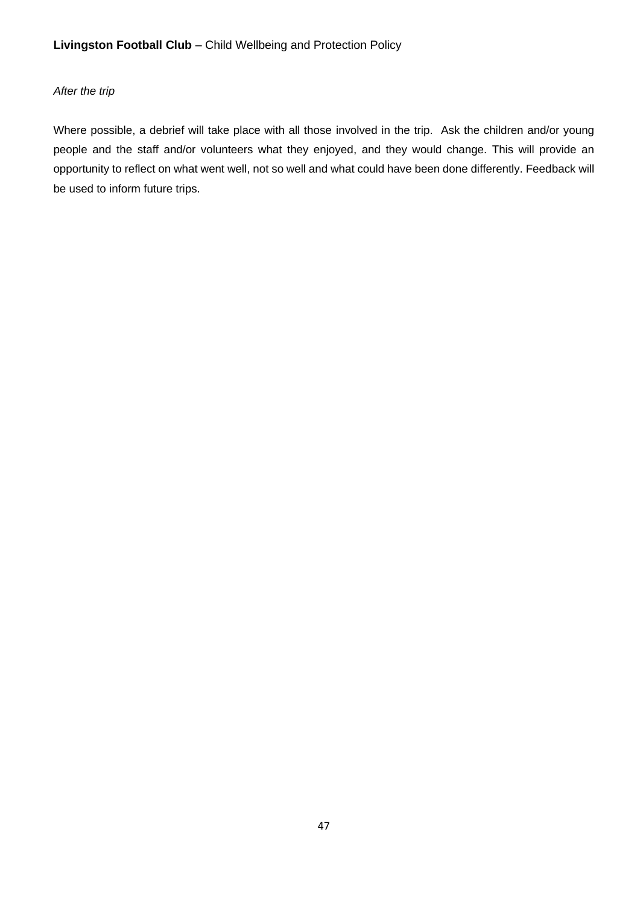*After the trip*

Where possible, a debrief will take place with all those involved in the trip.  Ask the children and/or young people and the staff and/or volunteers what they enjoyed, and they would change. This will provide an opportunity to reflect on what went well, not so well and what could have been done differently. Feedback will be used to inform future trips.